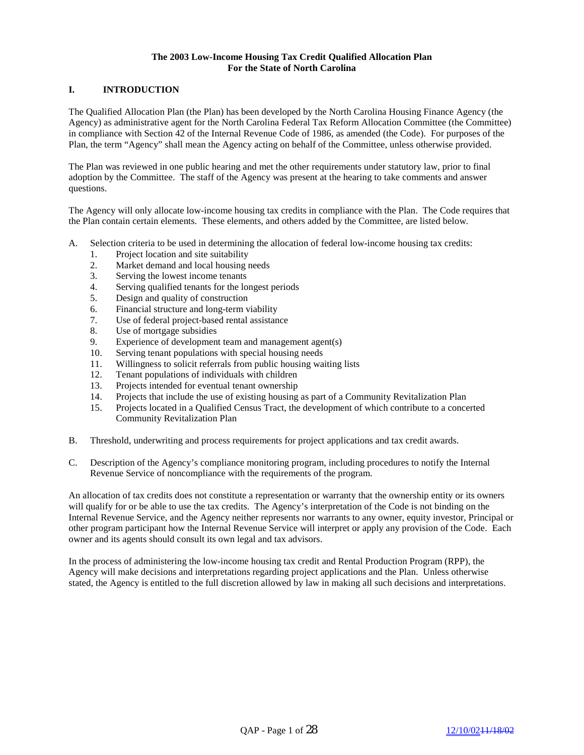# The 2003 Low-Income Housing Tax Credit Qualified Allocation Plan
# For the State of North Carolina

## I. INTRODUCTION

The Qualified Allocation Plan (the Plan) has been developed by the North Carolina Housing Finance Agency (the Agency) as administrative agent for the North Carolina Federal Tax Reform Allocation Committee (the Committee) in compliance with Section 42 of the Internal Revenue Code of 1986, as amended (the Code). For purposes of the Plan, the term "Agency" shall mean the Agency acting on behalf of the Committee, unless otherwise provided.

The Plan was reviewed in one public hearing and met the other requirements under statutory law, prior to final adoption by the Committee. The staff of the Agency was present at the hearing to take comments and answer questions.

The Agency will only allocate low-income housing tax credits in compliance with the Plan. The Code requires that the Plan contain certain elements. These elements, and others added by the Committee, are listed below.

A. Selection criteria to be used in determining the allocation of federal low-income housing tax credits:
   1. Project location and site suitability
   2. Market demand and local housing needs
   3. Serving the lowest income tenants
   4. Serving qualified tenants for the longest periods
   5. Design and quality of construction
   6. Financial structure and long-term viability
   7. Use of federal project-based rental assistance
   8. Use of mortgage subsidies
   9. Experience of development team and management agent(s)
   10. Serving tenant populations with special housing needs
   11. Willingness to solicit referrals from public housing waiting lists
   12. Tenant populations of individuals with children
   13. Projects intended for eventual tenant ownership
   14. Projects that include the use of existing housing as part of a Community Revitalization Plan
   15. Projects located in a Qualified Census Tract, the development of which contribute to a concerted Community Revitalization Plan

B. Threshold, underwriting and process requirements for project applications and tax credit awards.

C. Description of the Agency's compliance monitoring program, including procedures to notify the Internal Revenue Service of noncompliance with the requirements of the program.

An allocation of tax credits does not constitute a representation or warranty that the ownership entity or its owners will qualify for or be able to use the tax credits. The Agency's interpretation of the Code is not binding on the Internal Revenue Service, and the Agency neither represents nor warrants to any owner, equity investor, Principal or other program participant how the Internal Revenue Service will interpret or apply any provision of the Code. Each owner and its agents should consult its own legal and tax advisors.

In the process of administering the low-income housing tax credit and Rental Production Program (RPP), the Agency will make decisions and interpretations regarding project applications and the Plan. Unless otherwise stated, the Agency is entitled to the full discretion allowed by law in making all such decisions and interpretations.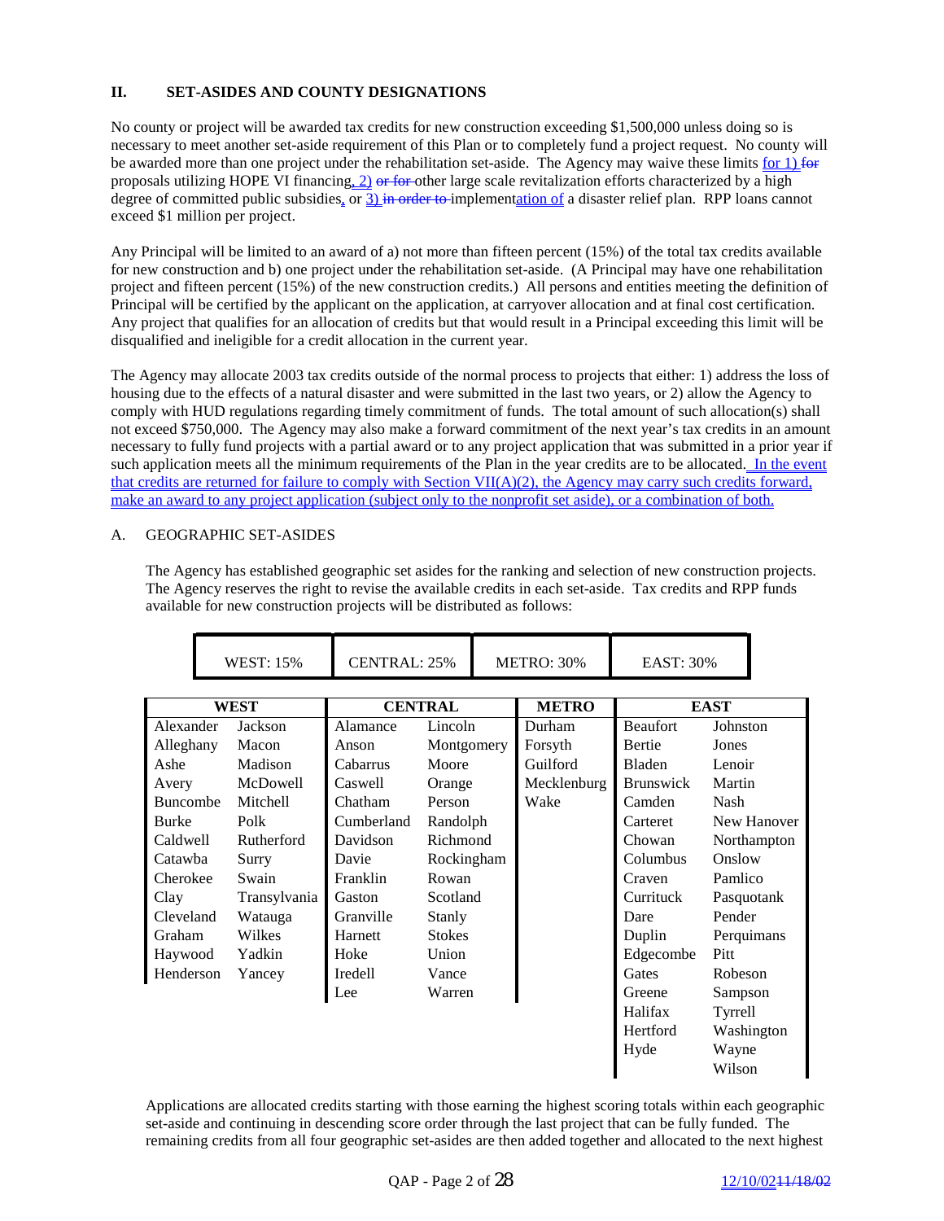## II. SET-ASIDES AND COUNTY DESIGNATIONS

No county or project will be awarded tax credits for new construction exceeding $1,500,000 unless doing so is necessary to meet another set-aside requirement of this Plan or to completely fund a project request. No county will be awarded more than one project under the rehabilitation set-aside. The Agency may waive these limits for 1) ~~for~~ proposals utilizing HOPE VI financing, 2) ~~or for~~ other large scale revitalization efforts characterized by a high degree of committed public subsidies, or 3) ~~in order to~~ implementation of a disaster relief plan. RPP loans cannot exceed $1 million per project.

Any Principal will be limited to an award of a) not more than fifteen percent (15%) of the total tax credits available for new construction and b) one project under the rehabilitation set-aside. (A Principal may have one rehabilitation project and fifteen percent (15%) of the new construction credits.) All persons and entities meeting the definition of Principal will be certified by the applicant on the application, at carryover allocation and at final cost certification. Any project that qualifies for an allocation of credits but that would result in a Principal exceeding this limit will be disqualified and ineligible for a credit allocation in the current year.

The Agency may allocate 2003 tax credits outside of the normal process to projects that either: 1) address the loss of housing due to the effects of a natural disaster and were submitted in the last two years, or 2) allow the Agency to comply with HUD regulations regarding timely commitment of funds. The total amount of such allocation(s) shall not exceed $750,000. The Agency may also make a forward commitment of the next year's tax credits in an amount necessary to fully fund projects with a partial award or to any project application that was submitted in a prior year if such application meets all the minimum requirements of the Plan in the year credits are to be allocated. In the event that credits are returned for failure to comply with Section VII(A)(2), the Agency may carry such credits forward, make an award to any project application (subject only to the nonprofit set aside), or a combination of both.

### A. GEOGRAPHIC SET-ASIDES

The Agency has established geographic set asides for the ranking and selection of new construction projects. The Agency reserves the right to revise the available credits in each set-aside. Tax credits and RPP funds available for new construction projects will be distributed as follows:

| WEST: 15% | CENTRAL: 25% | METRO: 30% | EAST: 30% |
|---|---|---|---|

| WEST | | CENTRAL | | METRO | EAST | |
|---|---|---|---|---|---|---|
| Alexander | Jackson | Alamance | Lincoln | Durham | Beaufort | Johnston |
| Alleghany | Macon | Anson | Montgomery | Forsyth | Bertie | Jones |
| Ashe | Madison | Cabarrus | Moore | Guilford | Bladen | Lenoir |
| Avery | McDowell | Caswell | Orange | Mecklenburg | Brunswick | Martin |
| Buncombe | Mitchell | Chatham | Person | Wake | Camden | Nash |
| Burke | Polk | Cumberland | Randolph | | Carteret | New Hanover |
| Caldwell | Rutherford | Davidson | Richmond | | Chowan | Northampton |
| Catawba | Surry | Davie | Rockingham | | Columbus | Onslow |
| Cherokee | Swain | Franklin | Rowan | | Craven | Pamlico |
| Clay | Transylvania | Gaston | Scotland | | Currituck | Pasquotank |
| Cleveland | Watauga | Granville | Stanly | | Dare | Pender |
| Graham | Wilkes | Harnett | Stokes | | Duplin | Perquimans |
| Haywood | Yadkin | Hoke | Union | | Edgecombe | Pitt |
| Henderson | Yancey | Iredell | Vance | | Gates | Robeson |
| | | Lee | Warren | | Greene | Sampson |
| | | | | | Halifax | Tyrrell |
| | | | | | Hertford | Washington |
| | | | | | Hyde | Wayne |
| | | | | | | Wilson |

Applications are allocated credits starting with those earning the highest scoring totals within each geographic set-aside and continuing in descending score order through the last project that can be fully funded. The remaining credits from all four geographic set-asides are then added together and allocated to the next highest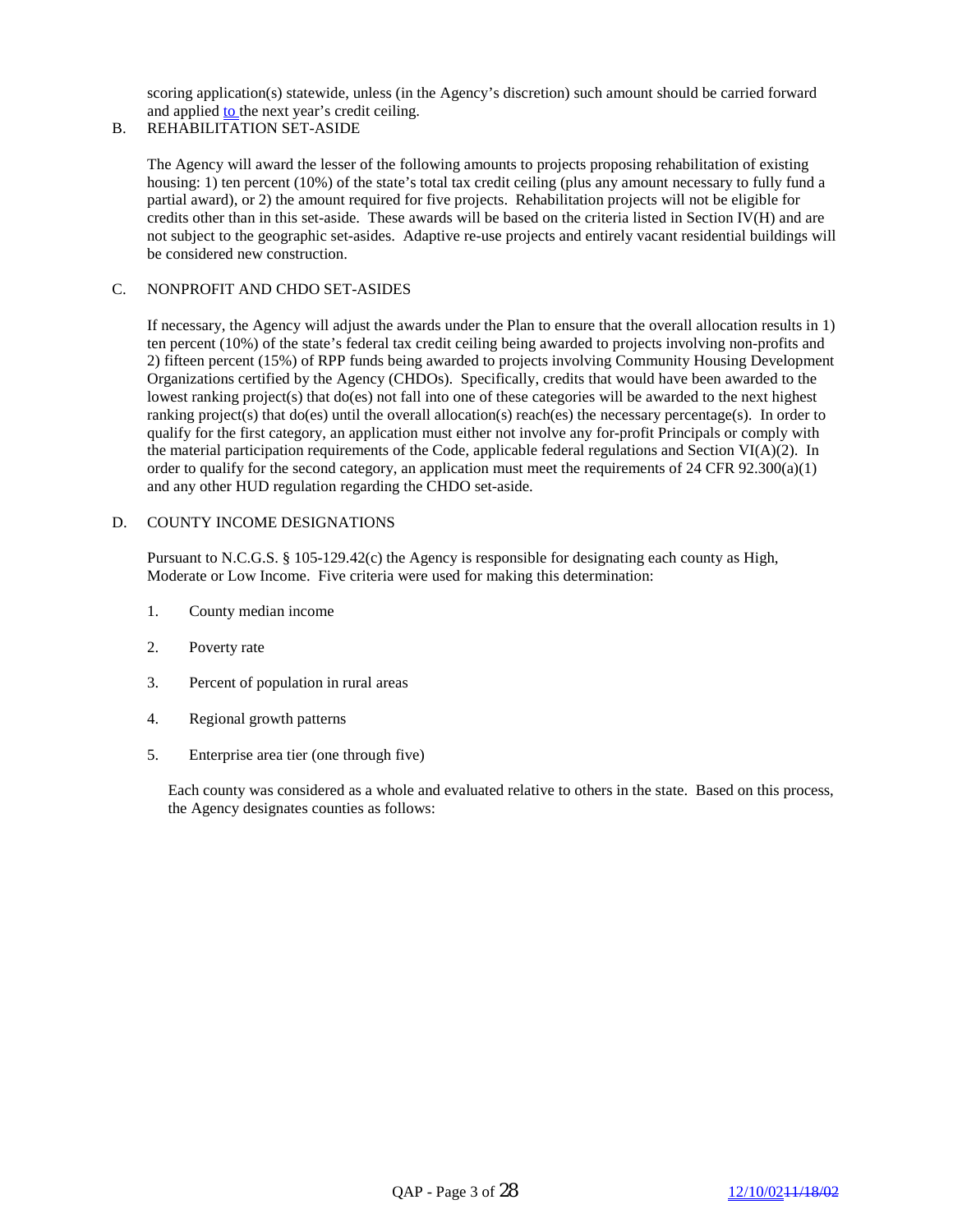scoring application(s) statewide, unless (in the Agency's discretion) such amount should be carried forward and applied to the next year's credit ceiling.

## B. REHABILITATION SET-ASIDE

The Agency will award the lesser of the following amounts to projects proposing rehabilitation of existing housing: 1) ten percent (10%) of the state's total tax credit ceiling (plus any amount necessary to fully fund a partial award), or 2) the amount required for five projects. Rehabilitation projects will not be eligible for credits other than in this set-aside. These awards will be based on the criteria listed in Section IV(H) and are not subject to the geographic set-asides. Adaptive re-use projects and entirely vacant residential buildings will be considered new construction.

## C. NONPROFIT AND CHDO SET-ASIDES

If necessary, the Agency will adjust the awards under the Plan to ensure that the overall allocation results in 1) ten percent (10%) of the state's federal tax credit ceiling being awarded to projects involving non-profits and 2) fifteen percent (15%) of RPP funds being awarded to projects involving Community Housing Development Organizations certified by the Agency (CHDOs). Specifically, credits that would have been awarded to the lowest ranking project(s) that do(es) not fall into one of these categories will be awarded to the next highest ranking project(s) that do(es) until the overall allocation(s) reach(es) the necessary percentage(s). In order to qualify for the first category, an application must either not involve any for-profit Principals or comply with the material participation requirements of the Code, applicable federal regulations and Section VI(A)(2). In order to qualify for the second category, an application must meet the requirements of 24 CFR 92.300(a)(1) and any other HUD regulation regarding the CHDO set-aside.

## D. COUNTY INCOME DESIGNATIONS

Pursuant to N.C.G.S. § 105-129.42(c) the Agency is responsible for designating each county as High, Moderate or Low Income. Five criteria were used for making this determination:

1. County median income
2. Poverty rate
3. Percent of population in rural areas
4. Regional growth patterns
5. Enterprise area tier (one through five)

Each county was considered as a whole and evaluated relative to others in the state. Based on this process, the Agency designates counties as follows: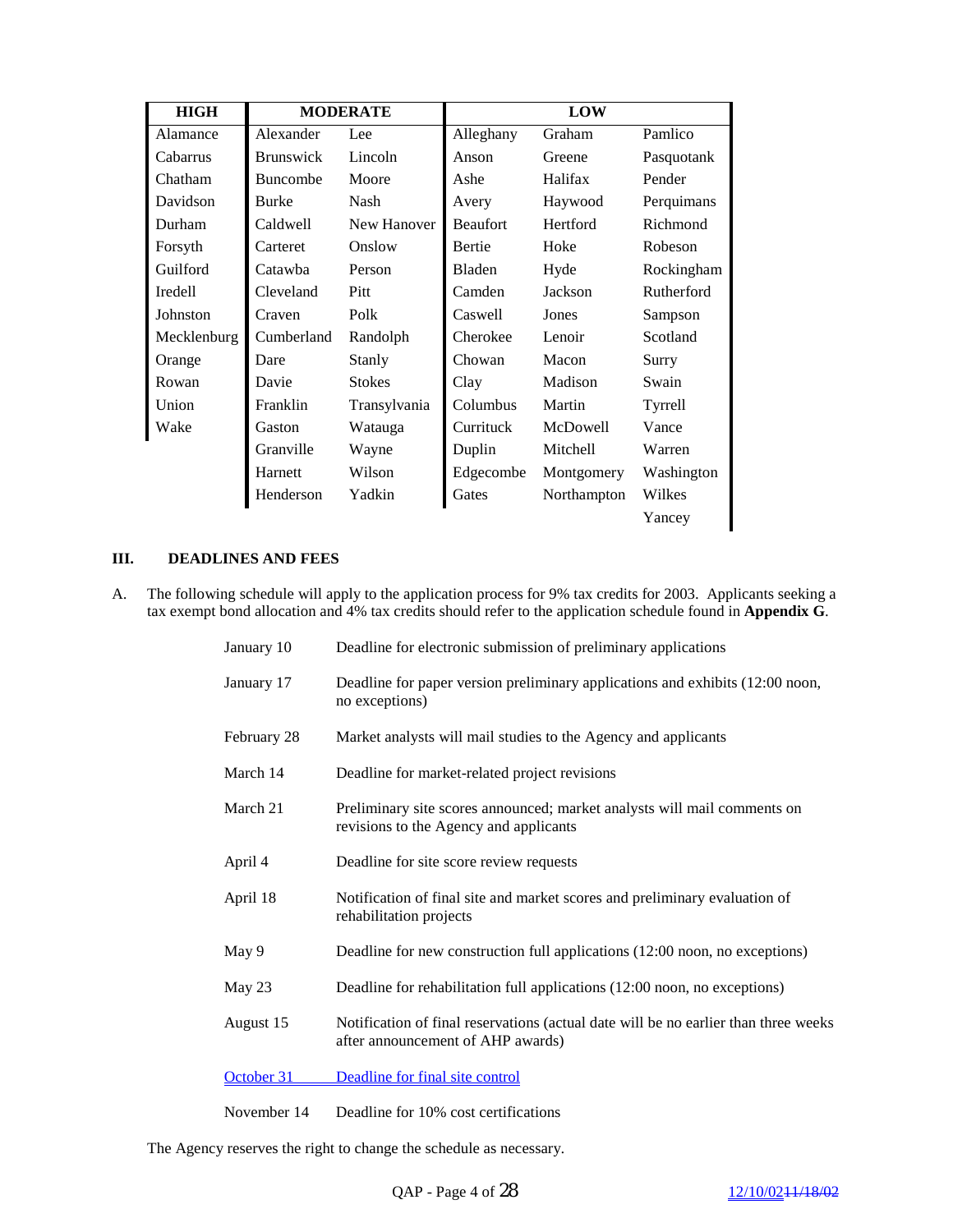| HIGH | MODERATE | | LOW | | |
|---|---|---|---|---|---|
| Alamance | Alexander | Lee | Alleghany | Graham | Pamlico |
| Cabarrus | Brunswick | Lincoln | Anson | Greene | Pasquotank |
| Chatham | Buncombe | Moore | Ashe | Halifax | Pender |
| Davidson | Burke | Nash | Avery | Haywood | Perquimans |
| Durham | Caldwell | New Hanover | Beaufort | Hertford | Richmond |
| Forsyth | Carteret | Onslow | Bertie | Hoke | Robeson |
| Guilford | Catawba | Person | Bladen | Hyde | Rockingham |
| Iredell | Cleveland | Pitt | Camden | Jackson | Rutherford |
| Johnston | Craven | Polk | Caswell | Jones | Sampson |
| Mecklenburg | Cumberland | Randolph | Cherokee | Lenoir | Scotland |
| Orange | Dare | Stanly | Chowan | Macon | Surry |
| Rowan | Davie | Stokes | Clay | Madison | Swain |
| Union | Franklin | Transylvania | Columbus | Martin | Tyrrell |
| Wake | Gaston | Watauga | Currituck | McDowell | Vance |
| | Granville | Wayne | Duplin | Mitchell | Warren |
| | Harnett | Wilson | Edgecombe | Montgomery | Washington |
| | Henderson | Yadkin | Gates | Northampton | Wilkes |
| | | | | | Yancey |

## III. DEADLINES AND FEES

A. The following schedule will apply to the application process for 9% tax credits for 2003. Applicants seeking a tax exempt bond allocation and 4% tax credits should refer to the application schedule found in **Appendix G**.

| | |
|---|---|
| January 10 | Deadline for electronic submission of preliminary applications |
| January 17 | Deadline for paper version preliminary applications and exhibits (12:00 noon, no exceptions) |
| February 28 | Market analysts will mail studies to the Agency and applicants |
| March 14 | Deadline for market-related project revisions |
| March 21 | Preliminary site scores announced; market analysts will mail comments on revisions to the Agency and applicants |
| April 4 | Deadline for site score review requests |
| April 18 | Notification of final site and market scores and preliminary evaluation of rehabilitation projects |
| May 9 | Deadline for new construction full applications (12:00 noon, no exceptions) |
| May 23 | Deadline for rehabilitation full applications (12:00 noon, no exceptions) |
| August 15 | Notification of final reservations (actual date will be no earlier than three weeks after announcement of AHP awards) |
| October 31 | Deadline for final site control |
| November 14 | Deadline for 10% cost certifications |

The Agency reserves the right to change the schedule as necessary.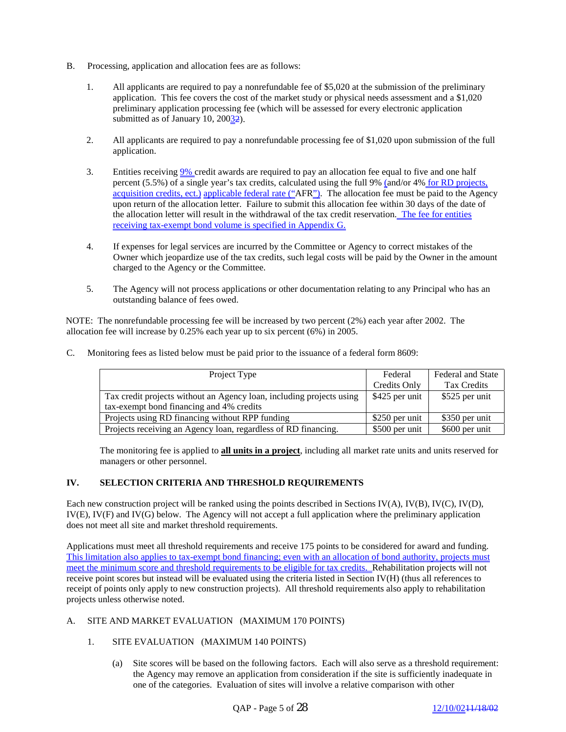B. Processing, application and allocation fees are as follows:

1. All applicants are required to pay a nonrefundable fee of $5,020 at the submission of the preliminary application. This fee covers the cost of the market study or physical needs assessment and a $1,020 preliminary application processing fee (which will be assessed for every electronic application submitted as of January 10, 20032).

2. All applicants are required to pay a nonrefundable processing fee of $1,020 upon submission of the full application.

3. Entities receiving 9% credit awards are required to pay an allocation fee equal to five and one half percent (5.5%) of a single year's tax credits, calculated using the full 9% (and/or 4% for RD projects, acquisition credits, ect.) applicable federal rate ("AFR"). The allocation fee must be paid to the Agency upon return of the allocation letter. Failure to submit this allocation fee within 30 days of the date of the allocation letter will result in the withdrawal of the tax credit reservation. The fee for entities receiving tax-exempt bond volume is specified in Appendix G.

4. If expenses for legal services are incurred by the Committee or Agency to correct mistakes of the Owner which jeopardize use of the tax credits, such legal costs will be paid by the Owner in the amount charged to the Agency or the Committee.

5. The Agency will not process applications or other documentation relating to any Principal who has an outstanding balance of fees owed.

NOTE: The nonrefundable processing fee will be increased by two percent (2%) each year after 2002. The allocation fee will increase by 0.25% each year up to six percent (6%) in 2005.

C. Monitoring fees as listed below must be paid prior to the issuance of a federal form 8609:

| Project Type | Federal Credits Only | Federal and State Tax Credits |
|---|---|---|
| Tax credit projects without an Agency loan, including projects using tax-exempt bond financing and 4% credits | $425 per unit | $525 per unit |
| Projects using RD financing without RPP funding | $250 per unit | $350 per unit |
| Projects receiving an Agency loan, regardless of RD financing. | $500 per unit | $600 per unit |

The monitoring fee is applied to **all units in a project**, including all market rate units and units reserved for managers or other personnel.

## IV. SELECTION CRITERIA AND THRESHOLD REQUIREMENTS

Each new construction project will be ranked using the points described in Sections IV(A), IV(B), IV(C), IV(D), IV(E), IV(F) and IV(G) below. The Agency will not accept a full application where the preliminary application does not meet all site and market threshold requirements.

Applications must meet all threshold requirements and receive 175 points to be considered for award and funding. This limitation also applies to tax-exempt bond financing; even with an allocation of bond authority, projects must meet the minimum score and threshold requirements to be eligible for tax credits. Rehabilitation projects will not receive point scores but instead will be evaluated using the criteria listed in Section IV(H) (thus all references to receipt of points only apply to new construction projects). All threshold requirements also apply to rehabilitation projects unless otherwise noted.

A. SITE AND MARKET EVALUATION (MAXIMUM 170 POINTS)

1. SITE EVALUATION (MAXIMUM 140 POINTS)

(a) Site scores will be based on the following factors. Each will also serve as a threshold requirement: the Agency may remove an application from consideration if the site is sufficiently inadequate in one of the categories. Evaluation of sites will involve a relative comparison with other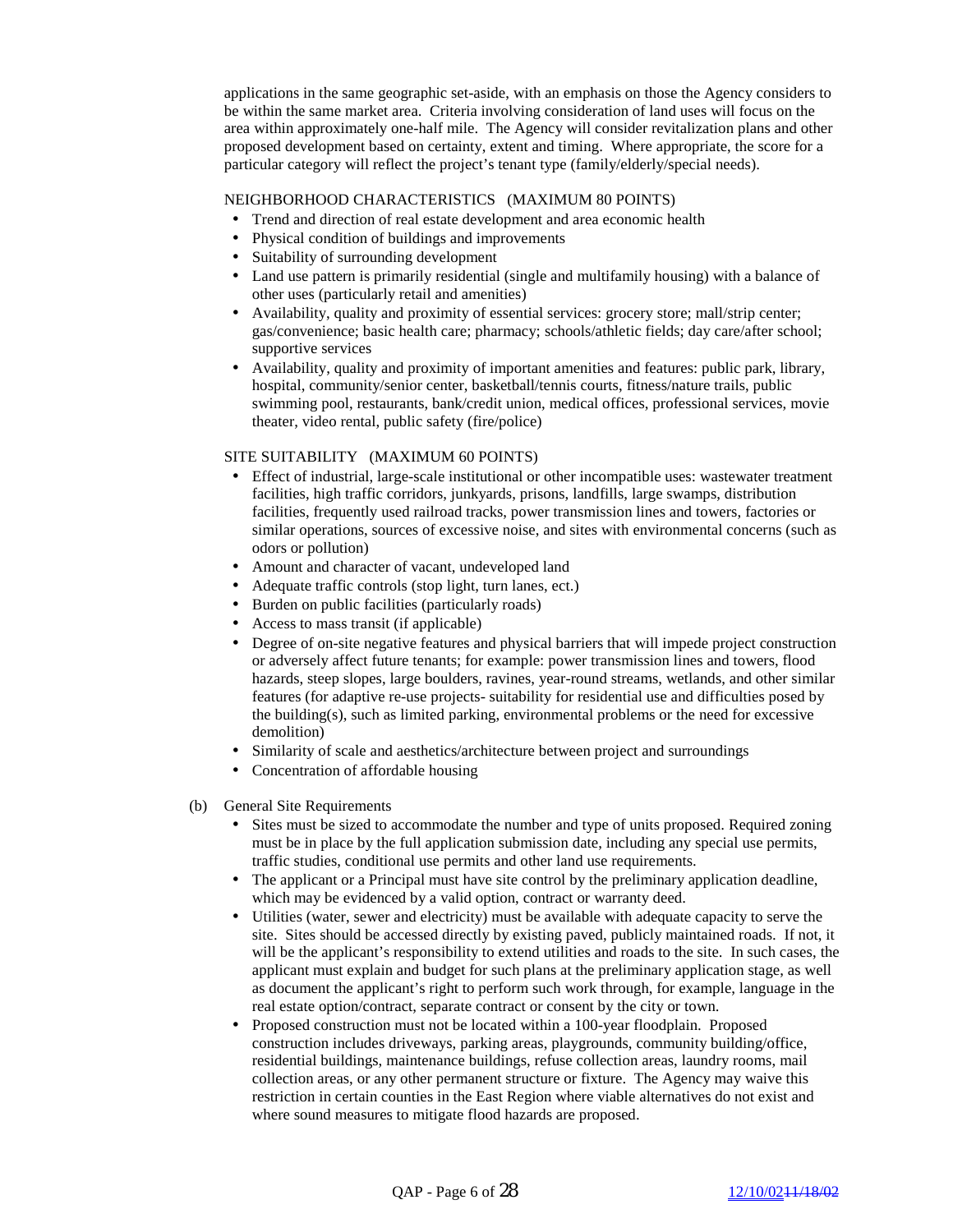applications in the same geographic set-aside, with an emphasis on those the Agency considers to be within the same market area. Criteria involving consideration of land uses will focus on the area within approximately one-half mile. The Agency will consider revitalization plans and other proposed development based on certainty, extent and timing. Where appropriate, the score for a particular category will reflect the project's tenant type (family/elderly/special needs).

NEIGHBORHOOD CHARACTERISTICS (MAXIMUM 80 POINTS)

- Trend and direction of real estate development and area economic health
- Physical condition of buildings and improvements
- Suitability of surrounding development
- Land use pattern is primarily residential (single and multifamily housing) with a balance of other uses (particularly retail and amenities)
- Availability, quality and proximity of essential services: grocery store; mall/strip center; gas/convenience; basic health care; pharmacy; schools/athletic fields; day care/after school; supportive services
- Availability, quality and proximity of important amenities and features: public park, library, hospital, community/senior center, basketball/tennis courts, fitness/nature trails, public swimming pool, restaurants, bank/credit union, medical offices, professional services, movie theater, video rental, public safety (fire/police)

SITE SUITABILITY (MAXIMUM 60 POINTS)

- Effect of industrial, large-scale institutional or other incompatible uses: wastewater treatment facilities, high traffic corridors, junkyards, prisons, landfills, large swamps, distribution facilities, frequently used railroad tracks, power transmission lines and towers, factories or similar operations, sources of excessive noise, and sites with environmental concerns (such as odors or pollution)
- Amount and character of vacant, undeveloped land
- Adequate traffic controls (stop light, turn lanes, ect.)
- Burden on public facilities (particularly roads)
- Access to mass transit (if applicable)
- Degree of on-site negative features and physical barriers that will impede project construction or adversely affect future tenants; for example: power transmission lines and towers, flood hazards, steep slopes, large boulders, ravines, year-round streams, wetlands, and other similar features (for adaptive re-use projects- suitability for residential use and difficulties posed by the building(s), such as limited parking, environmental problems or the need for excessive demolition)
- Similarity of scale and aesthetics/architecture between project and surroundings
- Concentration of affordable housing

(b) General Site Requirements

- Sites must be sized to accommodate the number and type of units proposed. Required zoning must be in place by the full application submission date, including any special use permits, traffic studies, conditional use permits and other land use requirements.
- The applicant or a Principal must have site control by the preliminary application deadline, which may be evidenced by a valid option, contract or warranty deed.
- Utilities (water, sewer and electricity) must be available with adequate capacity to serve the site. Sites should be accessed directly by existing paved, publicly maintained roads. If not, it will be the applicant's responsibility to extend utilities and roads to the site. In such cases, the applicant must explain and budget for such plans at the preliminary application stage, as well as document the applicant's right to perform such work through, for example, language in the real estate option/contract, separate contract or consent by the city or town.
- Proposed construction must not be located within a 100-year floodplain. Proposed construction includes driveways, parking areas, playgrounds, community building/office, residential buildings, maintenance buildings, refuse collection areas, laundry rooms, mail collection areas, or any other permanent structure or fixture. The Agency may waive this restriction in certain counties in the East Region where viable alternatives do not exist and where sound measures to mitigate flood hazards are proposed.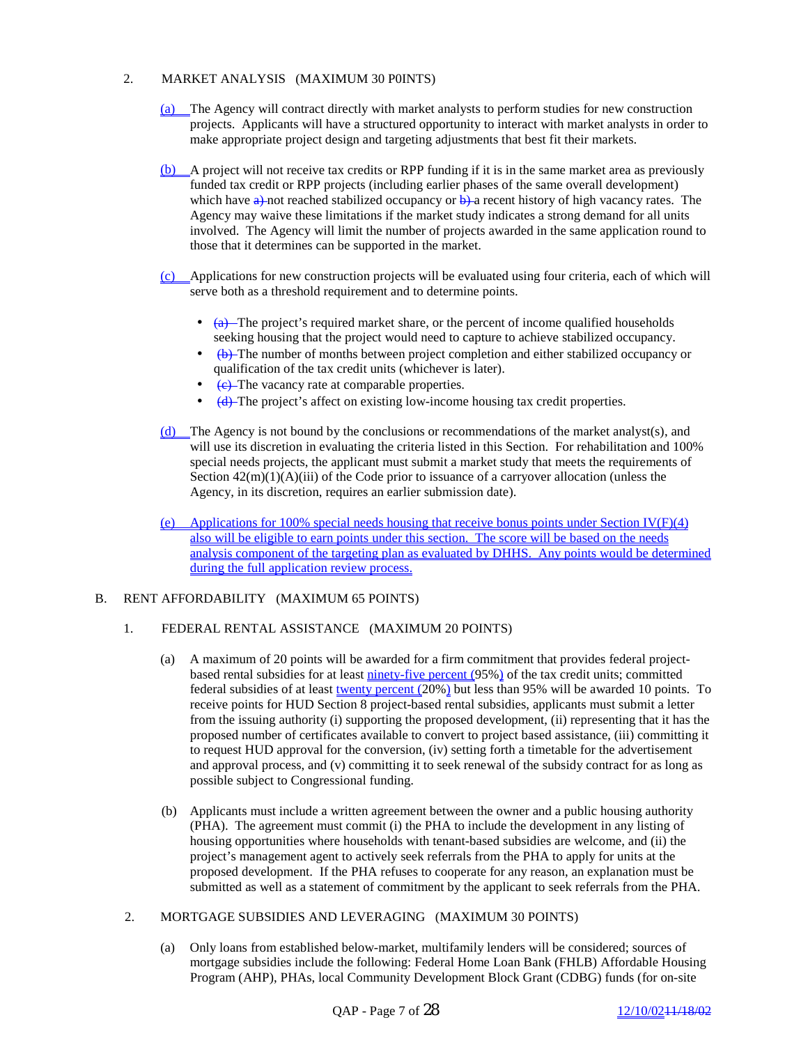2. MARKET ANALYSIS (MAXIMUM 30 P0INTS)

(a) The Agency will contract directly with market analysts to perform studies for new construction projects. Applicants will have a structured opportunity to interact with market analysts in order to make appropriate project design and targeting adjustments that best fit their markets.

(b) A project will not receive tax credits or RPP funding if it is in the same market area as previously funded tax credit or RPP projects (including earlier phases of the same overall development) which have a) not reached stabilized occupancy or b) a recent history of high vacancy rates. The Agency may waive these limitations if the market study indicates a strong demand for all units involved. The Agency will limit the number of projects awarded in the same application round to those that it determines can be supported in the market.

(c) Applications for new construction projects will be evaluated using four criteria, each of which will serve both as a threshold requirement and to determine points.

- (a) The project's required market share, or the percent of income qualified households seeking housing that the project would need to capture to achieve stabilized occupancy.
- (b) The number of months between project completion and either stabilized occupancy or qualification of the tax credit units (whichever is later).
- (c) The vacancy rate at comparable properties.
- (d) The project's affect on existing low-income housing tax credit properties.

(d) The Agency is not bound by the conclusions or recommendations of the market analyst(s), and will use its discretion in evaluating the criteria listed in this Section. For rehabilitation and 100% special needs projects, the applicant must submit a market study that meets the requirements of Section 42(m)(1)(A)(iii) of the Code prior to issuance of a carryover allocation (unless the Agency, in its discretion, requires an earlier submission date).

(e) Applications for 100% special needs housing that receive bonus points under Section IV(F)(4) also will be eligible to earn points under this section. The score will be based on the needs analysis component of the targeting plan as evaluated by DHHS. Any points would be determined during the full application review process.

B. RENT AFFORDABILITY (MAXIMUM 65 POINTS)

1. FEDERAL RENTAL ASSISTANCE (MAXIMUM 20 POINTS)

(a) A maximum of 20 points will be awarded for a firm commitment that provides federal project-based rental subsidies for at least ninety-five percent (95%) of the tax credit units; committed federal subsidies of at least twenty percent (20%) but less than 95% will be awarded 10 points. To receive points for HUD Section 8 project-based rental subsidies, applicants must submit a letter from the issuing authority (i) supporting the proposed development, (ii) representing that it has the proposed number of certificates available to convert to project based assistance, (iii) committing it to request HUD approval for the conversion, (iv) setting forth a timetable for the advertisement and approval process, and (v) committing it to seek renewal of the subsidy contract for as long as possible subject to Congressional funding.

(b) Applicants must include a written agreement between the owner and a public housing authority (PHA). The agreement must commit (i) the PHA to include the development in any listing of housing opportunities where households with tenant-based subsidies are welcome, and (ii) the project's management agent to actively seek referrals from the PHA to apply for units at the proposed development. If the PHA refuses to cooperate for any reason, an explanation must be submitted as well as a statement of commitment by the applicant to seek referrals from the PHA.

2. MORTGAGE SUBSIDIES AND LEVERAGING (MAXIMUM 30 POINTS)

(a) Only loans from established below-market, multifamily lenders will be considered; sources of mortgage subsidies include the following: Federal Home Loan Bank (FHLB) Affordable Housing Program (AHP), PHAs, local Community Development Block Grant (CDBG) funds (for on-site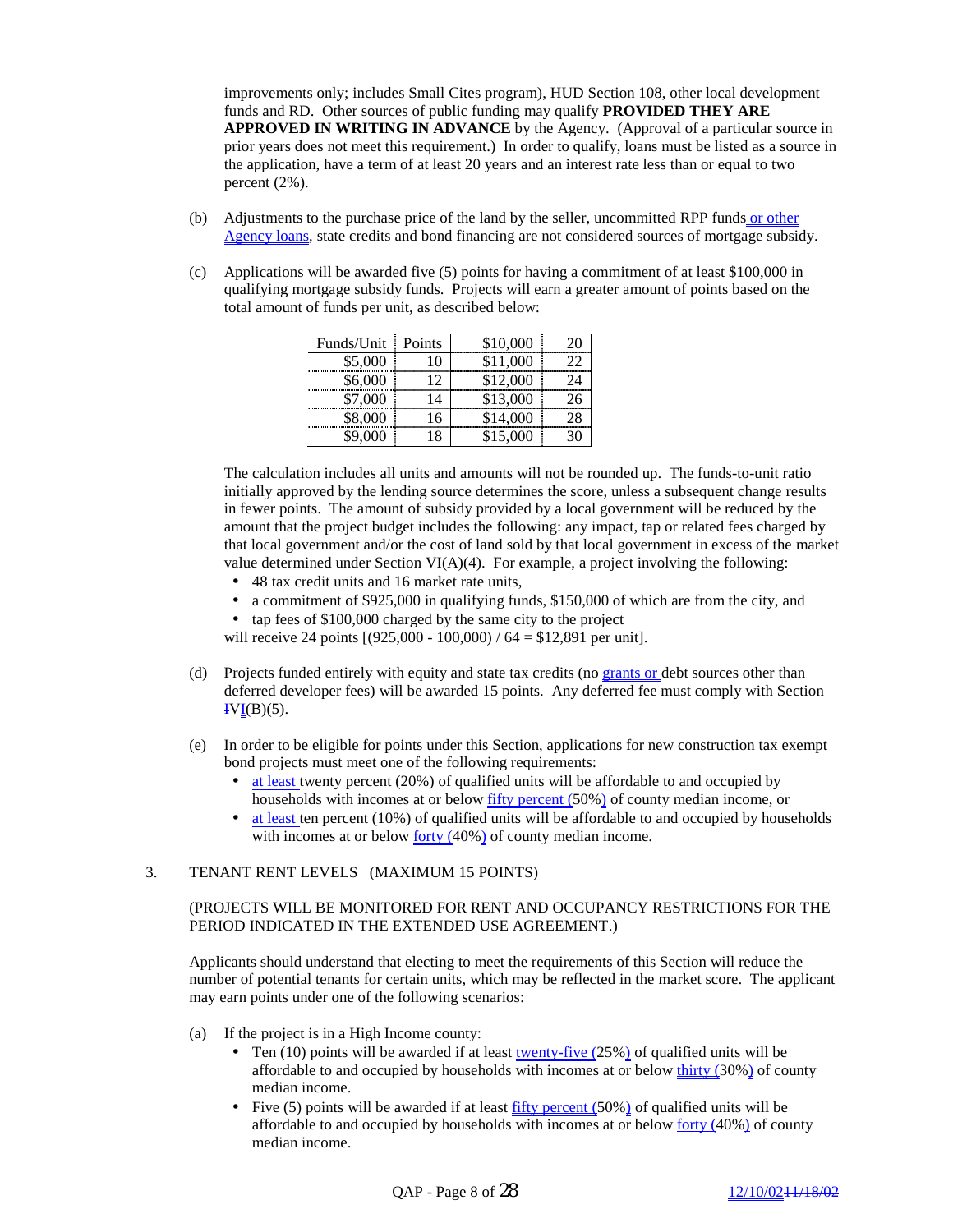improvements only; includes Small Cites program), HUD Section 108, other local development funds and RD. Other sources of public funding may qualify **PROVIDED THEY ARE APPROVED IN WRITING IN ADVANCE** by the Agency. (Approval of a particular source in prior years does not meet this requirement.) In order to qualify, loans must be listed as a source in the application, have a term of at least 20 years and an interest rate less than or equal to two percent (2%).

(b) Adjustments to the purchase price of the land by the seller, uncommitted RPP funds or other Agency loans, state credits and bond financing are not considered sources of mortgage subsidy.

(c) Applications will be awarded five (5) points for having a commitment of at least $100,000 in qualifying mortgage subsidy funds. Projects will earn a greater amount of points based on the total amount of funds per unit, as described below:

| Funds/Unit | Points | | |
|---|---|---|---|
| $5,000 | 10 | $10,000 | 20 |
| $6,000 | 12 | $11,000 | 22 |
| $7,000 | 14 | $12,000 | 24 |
| $8,000 | 16 | $13,000 | 26 |
| $9,000 | 18 | $14,000 | 28 |
| | | $15,000 | 30 |

The calculation includes all units and amounts will not be rounded up. The funds-to-unit ratio initially approved by the lending source determines the score, unless a subsequent change results in fewer points. The amount of subsidy provided by a local government will be reduced by the amount that the project budget includes the following: any impact, tap or related fees charged by that local government and/or the cost of land sold by that local government in excess of the market value determined under Section VI(A)(4). For example, a project involving the following:

- 48 tax credit units and 16 market rate units,
- a commitment of $925,000 in qualifying funds, $150,000 of which are from the city, and
- tap fees of $100,000 charged by the same city to the project

will receive 24 points [(925,000 - 100,000) / 64 = $12,891 per unit].

(d) Projects funded entirely with equity and state tax credits (no grants or debt sources other than deferred developer fees) will be awarded 15 points. Any deferred fee must comply with Section IVI(B)(5).

(e) In order to be eligible for points under this Section, applications for new construction tax exempt bond projects must meet one of the following requirements:

- at least twenty percent (20%) of qualified units will be affordable to and occupied by households with incomes at or below fifty percent (50%) of county median income, or
- at least ten percent (10%) of qualified units will be affordable to and occupied by households with incomes at or below forty (40%) of county median income.

3. TENANT RENT LEVELS (MAXIMUM 15 POINTS)

(PROJECTS WILL BE MONITORED FOR RENT AND OCCUPANCY RESTRICTIONS FOR THE PERIOD INDICATED IN THE EXTENDED USE AGREEMENT.)

Applicants should understand that electing to meet the requirements of this Section will reduce the number of potential tenants for certain units, which may be reflected in the market score. The applicant may earn points under one of the following scenarios:

(a) If the project is in a High Income county:

- Ten (10) points will be awarded if at least twenty-five (25%) of qualified units will be affordable to and occupied by households with incomes at or below thirty (30%) of county median income.
- Five (5) points will be awarded if at least fifty percent (50%) of qualified units will be affordable to and occupied by households with incomes at or below forty (40%) of county median income.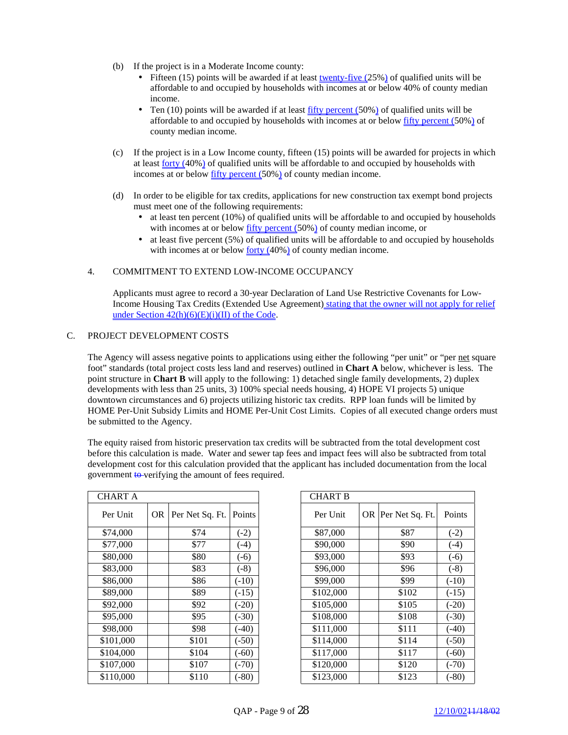(b) If the project is in a Moderate Income county:

- Fifteen (15) points will be awarded if at least twenty-five (25%) of qualified units will be affordable to and occupied by households with incomes at or below 40% of county median income.
- Ten (10) points will be awarded if at least fifty percent (50%) of qualified units will be affordable to and occupied by households with incomes at or below fifty percent (50%) of county median income.

(c) If the project is in a Low Income county, fifteen (15) points will be awarded for projects in which at least forty (40%) of qualified units will be affordable to and occupied by households with incomes at or below fifty percent (50%) of county median income.

(d) In order to be eligible for tax credits, applications for new construction tax exempt bond projects must meet one of the following requirements:

- at least ten percent (10%) of qualified units will be affordable to and occupied by households with incomes at or below fifty percent (50%) of county median income, or
- at least five percent (5%) of qualified units will be affordable to and occupied by households with incomes at or below forty (40%) of county median income.

4. COMMITMENT TO EXTEND LOW-INCOME OCCUPANCY

Applicants must agree to record a 30-year Declaration of Land Use Restrictive Covenants for Low-Income Housing Tax Credits (Extended Use Agreement) stating that the owner will not apply for relief under Section 42(h)(6)(E)(i)(II) of the Code.

C. PROJECT DEVELOPMENT COSTS

The Agency will assess negative points to applications using either the following "per unit" or "per net square foot" standards (total project costs less land and reserves) outlined in **Chart A** below, whichever is less. The point structure in **Chart B** will apply to the following: 1) detached single family developments, 2) duplex developments with less than 25 units, 3) 100% special needs housing, 4) HOPE VI projects 5) unique downtown circumstances and 6) projects utilizing historic tax credits. RPP loan funds will be limited by HOME Per-Unit Subsidy Limits and HOME Per-Unit Cost Limits. Copies of all executed change orders must be submitted to the Agency.

The equity raised from historic preservation tax credits will be subtracted from the total development cost before this calculation is made. Water and sewer tap fees and impact fees will also be subtracted from total development cost for this calculation provided that the applicant has included documentation from the local government ~~to~~ verifying the amount of fees required.

| CHART A | | | |
|---|---|---|---|
| Per Unit | OR | Per Net Sq. Ft. | Points |
| $74,000 | | $74 | (-2) |
| $77,000 | | $77 | (-4) |
| $80,000 | | $80 | (-6) |
| $83,000 | | $83 | (-8) |
| $86,000 | | $86 | (-10) |
| $89,000 | | $89 | (-15) |
| $92,000 | | $92 | (-20) |
| $95,000 | | $95 | (-30) |
| $98,000 | | $98 | (-40) |
| $101,000 | | $101 | (-50) |
| $104,000 | | $104 | (-60) |
| $107,000 | | $107 | (-70) |
| $110,000 | | $110 | (-80) |

| CHART B | | | |
|---|---|---|---|
| Per Unit | OR | Per Net Sq. Ft. | Points |
| $87,000 | | $87 | (-2) |
| $90,000 | | $90 | (-4) |
| $93,000 | | $93 | (-6) |
| $96,000 | | $96 | (-8) |
| $99,000 | | $99 | (-10) |
| $102,000 | | $102 | (-15) |
| $105,000 | | $105 | (-20) |
| $108,000 | | $108 | (-30) |
| $111,000 | | $111 | (-40) |
| $114,000 | | $114 | (-50) |
| $117,000 | | $117 | (-60) |
| $120,000 | | $120 | (-70) |
| $123,000 | | $123 | (-80) |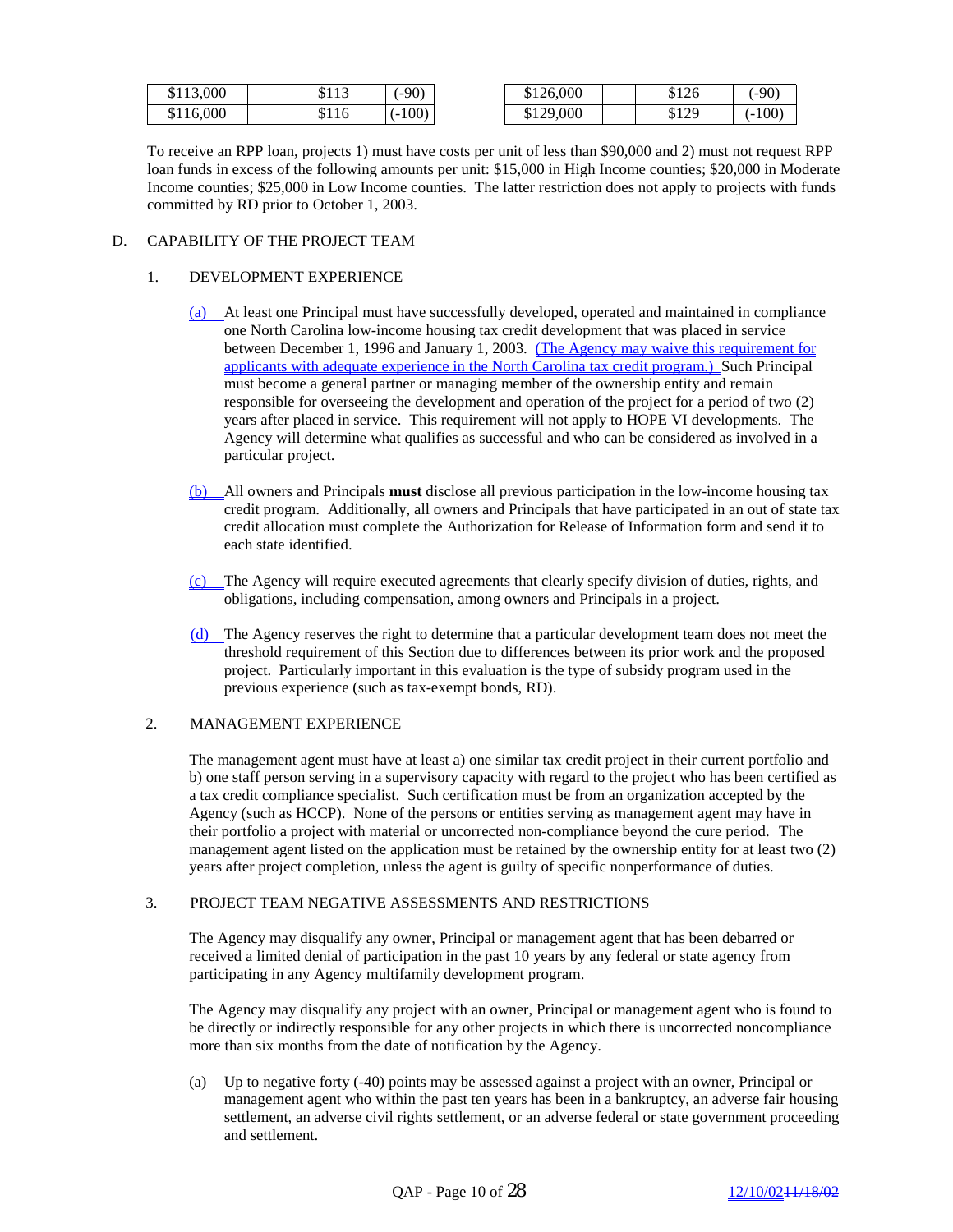| $113,000 | | $113 | (-90) |
|---|---|---|---|
| $116,000 | | $116 | (-100) |

| $126,000 | | $126 | (-90) |
|---|---|---|---|
| $129,000 | | $129 | (-100) |

To receive an RPP loan, projects 1) must have costs per unit of less than $90,000 and 2) must not request RPP loan funds in excess of the following amounts per unit: $15,000 in High Income counties; $20,000 in Moderate Income counties; $25,000 in Low Income counties. The latter restriction does not apply to projects with funds committed by RD prior to October 1, 2003.

D. CAPABILITY OF THE PROJECT TEAM

1. DEVELOPMENT EXPERIENCE

(a) At least one Principal must have successfully developed, operated and maintained in compliance one North Carolina low-income housing tax credit development that was placed in service between December 1, 1996 and January 1, 2003. (The Agency may waive this requirement for applicants with adequate experience in the North Carolina tax credit program.) Such Principal must become a general partner or managing member of the ownership entity and remain responsible for overseeing the development and operation of the project for a period of two (2) years after placed in service. This requirement will not apply to HOPE VI developments. The Agency will determine what qualifies as successful and who can be considered as involved in a particular project.

(b) All owners and Principals **must** disclose all previous participation in the low-income housing tax credit program. Additionally, all owners and Principals that have participated in an out of state tax credit allocation must complete the Authorization for Release of Information form and send it to each state identified.

(c) The Agency will require executed agreements that clearly specify division of duties, rights, and obligations, including compensation, among owners and Principals in a project.

(d) The Agency reserves the right to determine that a particular development team does not meet the threshold requirement of this Section due to differences between its prior work and the proposed project. Particularly important in this evaluation is the type of subsidy program used in the previous experience (such as tax-exempt bonds, RD).

2. MANAGEMENT EXPERIENCE

The management agent must have at least a) one similar tax credit project in their current portfolio and b) one staff person serving in a supervisory capacity with regard to the project who has been certified as a tax credit compliance specialist. Such certification must be from an organization accepted by the Agency (such as HCCP). None of the persons or entities serving as management agent may have in their portfolio a project with material or uncorrected non-compliance beyond the cure period. The management agent listed on the application must be retained by the ownership entity for at least two (2) years after project completion, unless the agent is guilty of specific nonperformance of duties.

3. PROJECT TEAM NEGATIVE ASSESSMENTS AND RESTRICTIONS

The Agency may disqualify any owner, Principal or management agent that has been debarred or received a limited denial of participation in the past 10 years by any federal or state agency from participating in any Agency multifamily development program.

The Agency may disqualify any project with an owner, Principal or management agent who is found to be directly or indirectly responsible for any other projects in which there is uncorrected noncompliance more than six months from the date of notification by the Agency.

(a) Up to negative forty (-40) points may be assessed against a project with an owner, Principal or management agent who within the past ten years has been in a bankruptcy, an adverse fair housing settlement, an adverse civil rights settlement, or an adverse federal or state government proceeding and settlement.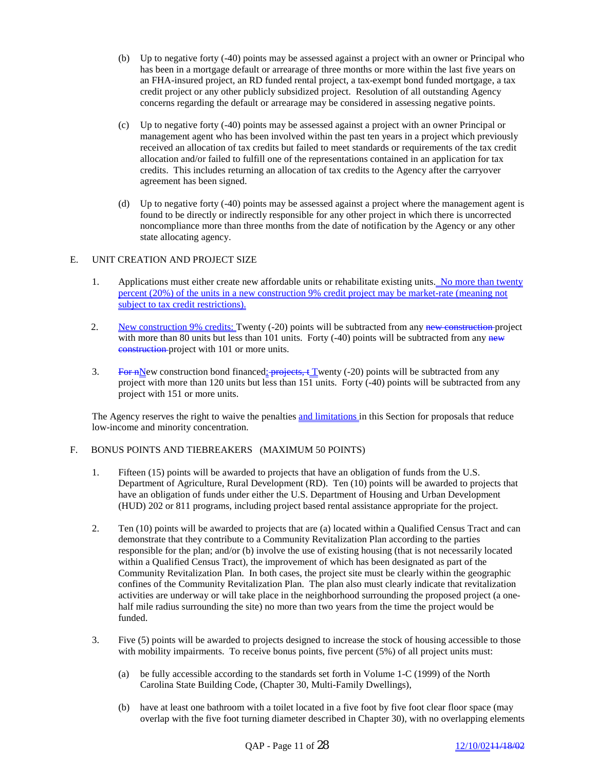(b) Up to negative forty (-40) points may be assessed against a project with an owner or Principal who has been in a mortgage default or arrearage of three months or more within the last five years on an FHA-insured project, an RD funded rental project, a tax-exempt bond funded mortgage, a tax credit project or any other publicly subsidized project. Resolution of all outstanding Agency concerns regarding the default or arrearage may be considered in assessing negative points.

(c) Up to negative forty (-40) points may be assessed against a project with an owner Principal or management agent who has been involved within the past ten years in a project which previously received an allocation of tax credits but failed to meet standards or requirements of the tax credit allocation and/or failed to fulfill one of the representations contained in an application for tax credits. This includes returning an allocation of tax credits to the Agency after the carryover agreement has been signed.

(d) Up to negative forty (-40) points may be assessed against a project where the management agent is found to be directly or indirectly responsible for any other project in which there is uncorrected noncompliance more than three months from the date of notification by the Agency or any other state allocating agency.

## E. UNIT CREATION AND PROJECT SIZE

1. Applications must either create new affordable units or rehabilitate existing units. No more than twenty percent (20%) of the units in a new construction 9% credit project may be market-rate (meaning not subject to tax credit restrictions).

2. New construction 9% credits: Twenty (-20) points will be subtracted from any ~~new construction~~ project with more than 80 units but less than 101 units. Forty (-40) points will be subtracted from any ~~new construction~~ project with 101 or more units.

3. ~~For n~~New construction bond financed: ~~projects, t~~Twenty (-20) points will be subtracted from any project with more than 120 units but less than 151 units. Forty (-40) points will be subtracted from any project with 151 or more units.

The Agency reserves the right to waive the penalties and limitations in this Section for proposals that reduce low-income and minority concentration.

## F. BONUS POINTS AND TIEBREAKERS (MAXIMUM 50 POINTS)

1. Fifteen (15) points will be awarded to projects that have an obligation of funds from the U.S. Department of Agriculture, Rural Development (RD). Ten (10) points will be awarded to projects that have an obligation of funds under either the U.S. Department of Housing and Urban Development (HUD) 202 or 811 programs, including project based rental assistance appropriate for the project.

2. Ten (10) points will be awarded to projects that are (a) located within a Qualified Census Tract and can demonstrate that they contribute to a Community Revitalization Plan according to the parties responsible for the plan; and/or (b) involve the use of existing housing (that is not necessarily located within a Qualified Census Tract), the improvement of which has been designated as part of the Community Revitalization Plan. In both cases, the project site must be clearly within the geographic confines of the Community Revitalization Plan. The plan also must clearly indicate that revitalization activities are underway or will take place in the neighborhood surrounding the proposed project (a one-half mile radius surrounding the site) no more than two years from the time the project would be funded.

3. Five (5) points will be awarded to projects designed to increase the stock of housing accessible to those with mobility impairments. To receive bonus points, five percent (5%) of all project units must:

   (a) be fully accessible according to the standards set forth in Volume 1-C (1999) of the North Carolina State Building Code, (Chapter 30, Multi-Family Dwellings),

   (b) have at least one bathroom with a toilet located in a five foot by five foot clear floor space (may overlap with the five foot turning diameter described in Chapter 30), with no overlapping elements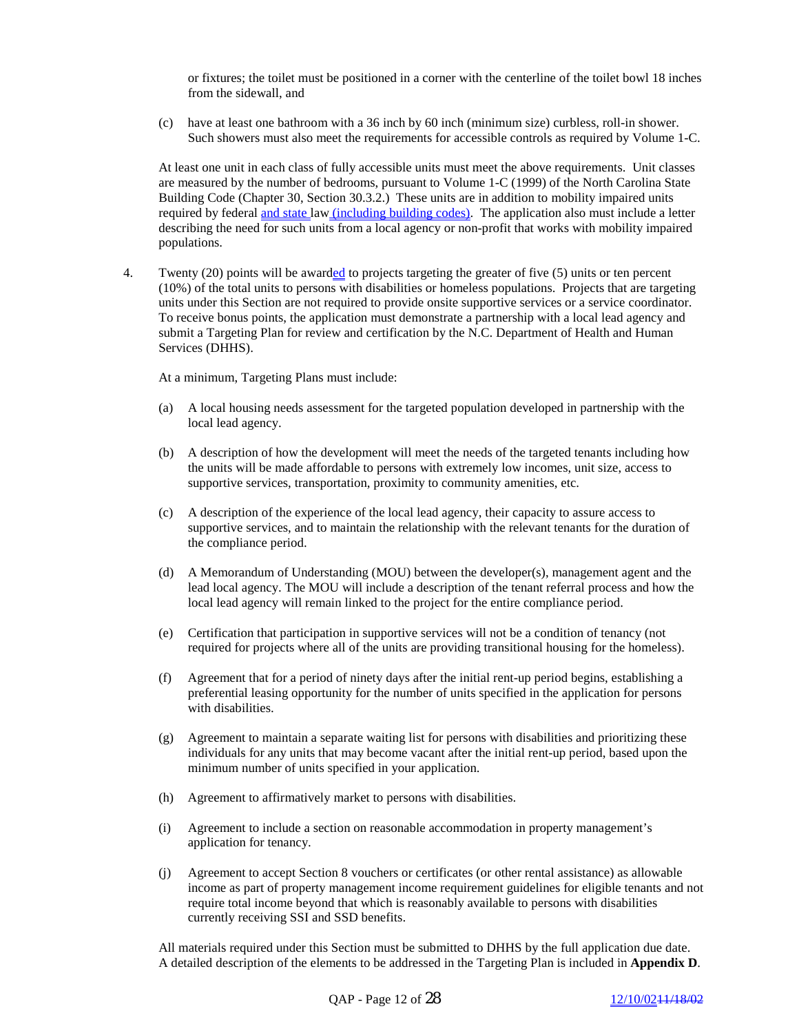or fixtures; the toilet must be positioned in a corner with the centerline of the toilet bowl 18 inches from the sidewall, and

(c) have at least one bathroom with a 36 inch by 60 inch (minimum size) curbless, roll-in shower. Such showers must also meet the requirements for accessible controls as required by Volume 1-C.

At least one unit in each class of fully accessible units must meet the above requirements. Unit classes are measured by the number of bedrooms, pursuant to Volume 1-C (1999) of the North Carolina State Building Code (Chapter 30, Section 30.3.2.) These units are in addition to mobility impaired units required by federal and state law (including building codes). The application also must include a letter describing the need for such units from a local agency or non-profit that works with mobility impaired populations.

4. Twenty (20) points will be awarded to projects targeting the greater of five (5) units or ten percent (10%) of the total units to persons with disabilities or homeless populations. Projects that are targeting units under this Section are not required to provide onsite supportive services or a service coordinator. To receive bonus points, the application must demonstrate a partnership with a local lead agency and submit a Targeting Plan for review and certification by the N.C. Department of Health and Human Services (DHHS).

   At a minimum, Targeting Plans must include:

   (a) A local housing needs assessment for the targeted population developed in partnership with the local lead agency.

   (b) A description of how the development will meet the needs of the targeted tenants including how the units will be made affordable to persons with extremely low incomes, unit size, access to supportive services, transportation, proximity to community amenities, etc.

   (c) A description of the experience of the local lead agency, their capacity to assure access to supportive services, and to maintain the relationship with the relevant tenants for the duration of the compliance period.

   (d) A Memorandum of Understanding (MOU) between the developer(s), management agent and the lead local agency. The MOU will include a description of the tenant referral process and how the local lead agency will remain linked to the project for the entire compliance period.

   (e) Certification that participation in supportive services will not be a condition of tenancy (not required for projects where all of the units are providing transitional housing for the homeless).

   (f) Agreement that for a period of ninety days after the initial rent-up period begins, establishing a preferential leasing opportunity for the number of units specified in the application for persons with disabilities.

   (g) Agreement to maintain a separate waiting list for persons with disabilities and prioritizing these individuals for any units that may become vacant after the initial rent-up period, based upon the minimum number of units specified in your application.

   (h) Agreement to affirmatively market to persons with disabilities.

   (i) Agreement to include a section on reasonable accommodation in property management's application for tenancy.

   (j) Agreement to accept Section 8 vouchers or certificates (or other rental assistance) as allowable income as part of property management income requirement guidelines for eligible tenants and not require total income beyond that which is reasonably available to persons with disabilities currently receiving SSI and SSD benefits.

   All materials required under this Section must be submitted to DHHS by the full application due date. A detailed description of the elements to be addressed in the Targeting Plan is included in **Appendix D**.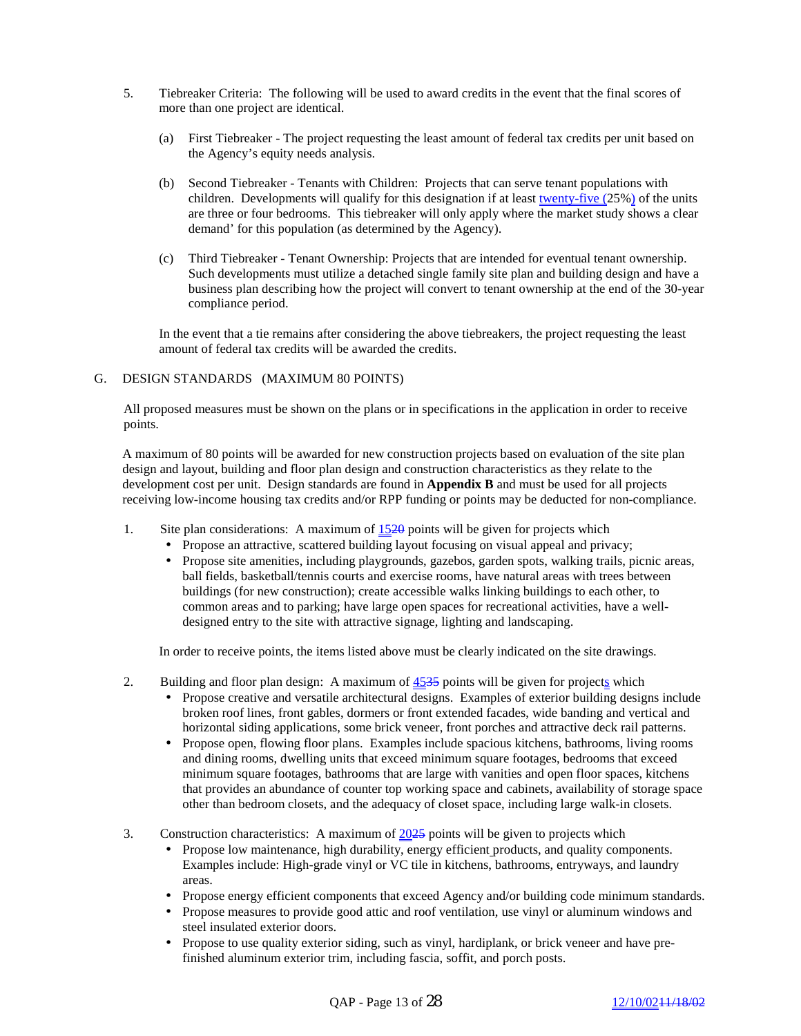5. Tiebreaker Criteria: The following will be used to award credits in the event that the final scores of more than one project are identical.

   (a) First Tiebreaker - The project requesting the least amount of federal tax credits per unit based on the Agency's equity needs analysis.

   (b) Second Tiebreaker - Tenants with Children: Projects that can serve tenant populations with children. Developments will qualify for this designation if at least twenty-five (25%) of the units are three or four bedrooms. This tiebreaker will only apply where the market study shows a clear demand' for this population (as determined by the Agency).

   (c) Third Tiebreaker - Tenant Ownership: Projects that are intended for eventual tenant ownership. Such developments must utilize a detached single family site plan and building design and have a business plan describing how the project will convert to tenant ownership at the end of the 30-year compliance period.

   In the event that a tie remains after considering the above tiebreakers, the project requesting the least amount of federal tax credits will be awarded the credits.

## G. DESIGN STANDARDS (MAXIMUM 80 POINTS)

All proposed measures must be shown on the plans or in specifications in the application in order to receive points.

A maximum of 80 points will be awarded for new construction projects based on evaluation of the site plan design and layout, building and floor plan design and construction characteristics as they relate to the development cost per unit. Design standards are found in **Appendix B** and must be used for all projects receiving low-income housing tax credits and/or RPP funding or points may be deducted for non-compliance.

1. Site plan considerations: A maximum of 15~~20~~ points will be given for projects which
   - Propose an attractive, scattered building layout focusing on visual appeal and privacy;
   - Propose site amenities, including playgrounds, gazebos, garden spots, walking trails, picnic areas, ball fields, basketball/tennis courts and exercise rooms, have natural areas with trees between buildings (for new construction); create accessible walks linking buildings to each other, to common areas and to parking; have large open spaces for recreational activities, have a well-designed entry to the site with attractive signage, lighting and landscaping.

   In order to receive points, the items listed above must be clearly indicated on the site drawings.

2. Building and floor plan design: A maximum of 45~~35~~ points will be given for projects which
   - Propose creative and versatile architectural designs. Examples of exterior building designs include broken roof lines, front gables, dormers or front extended facades, wide banding and vertical and horizontal siding applications, some brick veneer, front porches and attractive deck rail patterns.
   - Propose open, flowing floor plans. Examples include spacious kitchens, bathrooms, living rooms and dining rooms, dwelling units that exceed minimum square footages, bedrooms that exceed minimum square footages, bathrooms that are large with vanities and open floor spaces, kitchens that provides an abundance of counter top working space and cabinets, availability of storage space other than bedroom closets, and the adequacy of closet space, including large walk-in closets.

3. Construction characteristics: A maximum of 20~~25~~ points will be given to projects which
   - Propose low maintenance, high durability, energy efficient products, and quality components. Examples include: High-grade vinyl or VC tile in kitchens, bathrooms, entryways, and laundry areas.
   - Propose energy efficient components that exceed Agency and/or building code minimum standards.
   - Propose measures to provide good attic and roof ventilation, use vinyl or aluminum windows and steel insulated exterior doors.
   - Propose to use quality exterior siding, such as vinyl, hardiplank, or brick veneer and have pre-finished aluminum exterior trim, including fascia, soffit, and porch posts.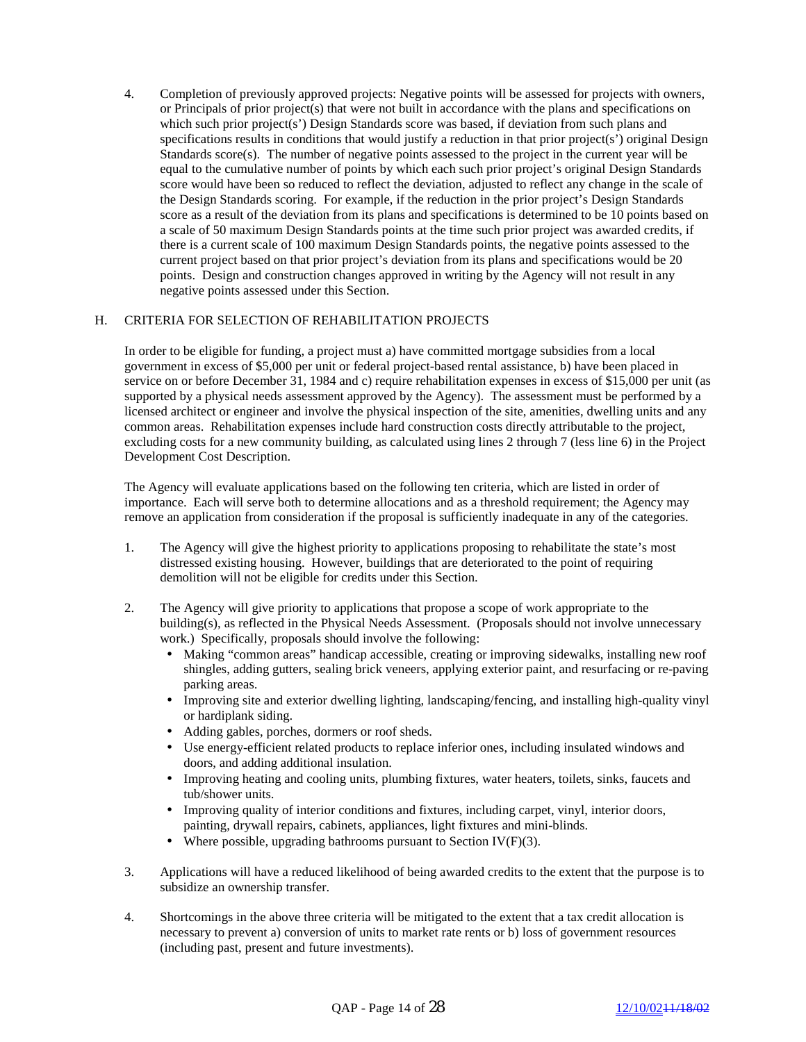4. Completion of previously approved projects: Negative points will be assessed for projects with owners, or Principals of prior project(s) that were not built in accordance with the plans and specifications on which such prior project(s') Design Standards score was based, if deviation from such plans and specifications results in conditions that would justify a reduction in that prior project(s') original Design Standards score(s). The number of negative points assessed to the project in the current year will be equal to the cumulative number of points by which each such prior project's original Design Standards score would have been so reduced to reflect the deviation, adjusted to reflect any change in the scale of the Design Standards scoring. For example, if the reduction in the prior project's Design Standards score as a result of the deviation from its plans and specifications is determined to be 10 points based on a scale of 50 maximum Design Standards points at the time such prior project was awarded credits, if there is a current scale of 100 maximum Design Standards points, the negative points assessed to the current project based on that prior project's deviation from its plans and specifications would be 20 points. Design and construction changes approved in writing by the Agency will not result in any negative points assessed under this Section.

## H. CRITERIA FOR SELECTION OF REHABILITATION PROJECTS

In order to be eligible for funding, a project must a) have committed mortgage subsidies from a local government in excess of $5,000 per unit or federal project-based rental assistance, b) have been placed in service on or before December 31, 1984 and c) require rehabilitation expenses in excess of $15,000 per unit (as supported by a physical needs assessment approved by the Agency). The assessment must be performed by a licensed architect or engineer and involve the physical inspection of the site, amenities, dwelling units and any common areas. Rehabilitation expenses include hard construction costs directly attributable to the project, excluding costs for a new community building, as calculated using lines 2 through 7 (less line 6) in the Project Development Cost Description.

The Agency will evaluate applications based on the following ten criteria, which are listed in order of importance. Each will serve both to determine allocations and as a threshold requirement; the Agency may remove an application from consideration if the proposal is sufficiently inadequate in any of the categories.

1. The Agency will give the highest priority to applications proposing to rehabilitate the state's most distressed existing housing. However, buildings that are deteriorated to the point of requiring demolition will not be eligible for credits under this Section.

2. The Agency will give priority to applications that propose a scope of work appropriate to the building(s), as reflected in the Physical Needs Assessment. (Proposals should not involve unnecessary work.) Specifically, proposals should involve the following:
   - Making "common areas" handicap accessible, creating or improving sidewalks, installing new roof shingles, adding gutters, sealing brick veneers, applying exterior paint, and resurfacing or re-paving parking areas.
   - Improving site and exterior dwelling lighting, landscaping/fencing, and installing high-quality vinyl or hardiplank siding.
   - Adding gables, porches, dormers or roof sheds.
   - Use energy-efficient related products to replace inferior ones, including insulated windows and doors, and adding additional insulation.
   - Improving heating and cooling units, plumbing fixtures, water heaters, toilets, sinks, faucets and tub/shower units.
   - Improving quality of interior conditions and fixtures, including carpet, vinyl, interior doors, painting, drywall repairs, cabinets, appliances, light fixtures and mini-blinds.
   - Where possible, upgrading bathrooms pursuant to Section IV(F)(3).

3. Applications will have a reduced likelihood of being awarded credits to the extent that the purpose is to subsidize an ownership transfer.

4. Shortcomings in the above three criteria will be mitigated to the extent that a tax credit allocation is necessary to prevent a) conversion of units to market rate rents or b) loss of government resources (including past, present and future investments).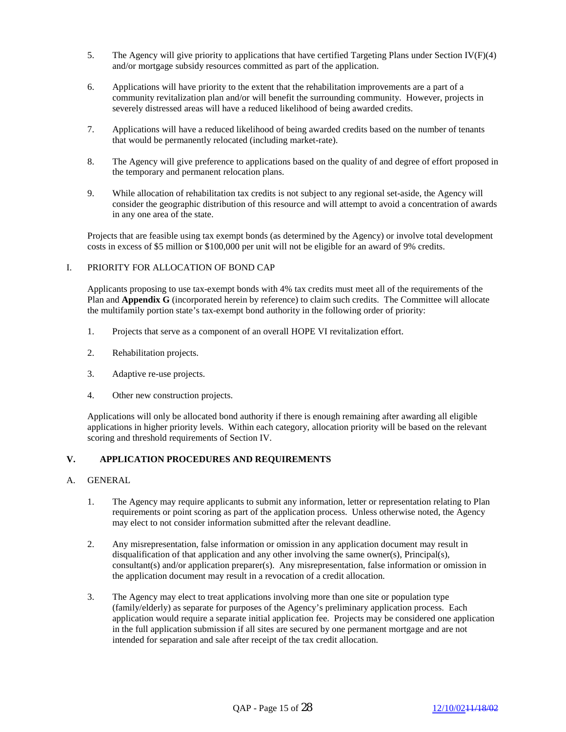5. The Agency will give priority to applications that have certified Targeting Plans under Section IV(F)(4) and/or mortgage subsidy resources committed as part of the application.

6. Applications will have priority to the extent that the rehabilitation improvements are a part of a community revitalization plan and/or will benefit the surrounding community. However, projects in severely distressed areas will have a reduced likelihood of being awarded credits.

7. Applications will have a reduced likelihood of being awarded credits based on the number of tenants that would be permanently relocated (including market-rate).

8. The Agency will give preference to applications based on the quality of and degree of effort proposed in the temporary and permanent relocation plans.

9. While allocation of rehabilitation tax credits is not subject to any regional set-aside, the Agency will consider the geographic distribution of this resource and will attempt to avoid a concentration of awards in any one area of the state.

Projects that are feasible using tax exempt bonds (as determined by the Agency) or involve total development costs in excess of $5 million or $100,000 per unit will not be eligible for an award of 9% credits.

I. PRIORITY FOR ALLOCATION OF BOND CAP

Applicants proposing to use tax-exempt bonds with 4% tax credits must meet all of the requirements of the Plan and **Appendix G** (incorporated herein by reference) to claim such credits. The Committee will allocate the multifamily portion state's tax-exempt bond authority in the following order of priority:

1. Projects that serve as a component of an overall HOPE VI revitalization effort.

2. Rehabilitation projects.

3. Adaptive re-use projects.

4. Other new construction projects.

Applications will only be allocated bond authority if there is enough remaining after awarding all eligible applications in higher priority levels. Within each category, allocation priority will be based on the relevant scoring and threshold requirements of Section IV.

## V. APPLICATION PROCEDURES AND REQUIREMENTS

A. GENERAL

1. The Agency may require applicants to submit any information, letter or representation relating to Plan requirements or point scoring as part of the application process. Unless otherwise noted, the Agency may elect to not consider information submitted after the relevant deadline.

2. Any misrepresentation, false information or omission in any application document may result in disqualification of that application and any other involving the same owner(s), Principal(s), consultant(s) and/or application preparer(s). Any misrepresentation, false information or omission in the application document may result in a revocation of a credit allocation.

3. The Agency may elect to treat applications involving more than one site or population type (family/elderly) as separate for purposes of the Agency's preliminary application process. Each application would require a separate initial application fee. Projects may be considered one application in the full application submission if all sites are secured by one permanent mortgage and are not intended for separation and sale after receipt of the tax credit allocation.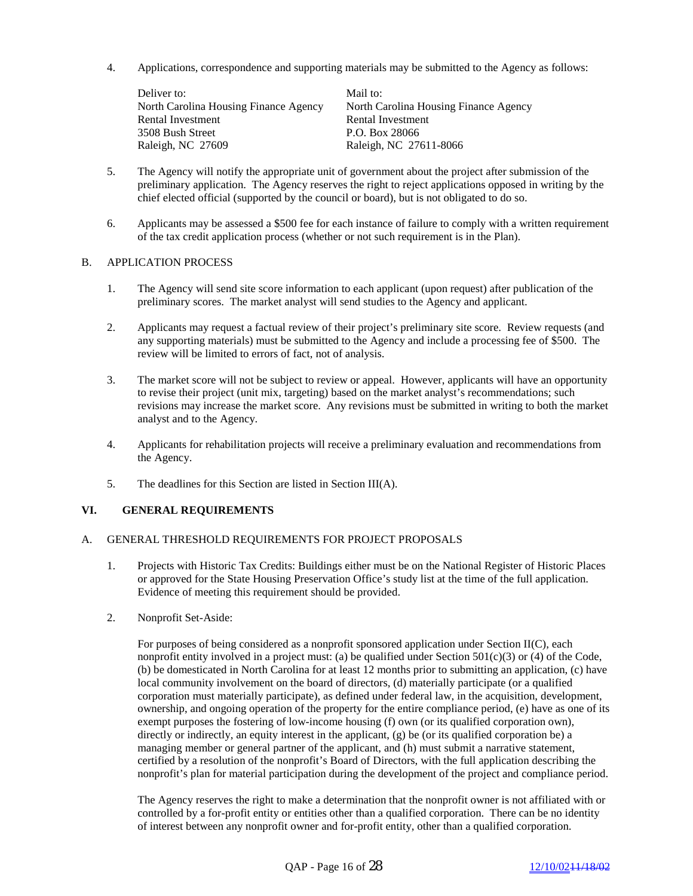4. Applications, correspondence and supporting materials may be submitted to the Agency as follows:

| Deliver to: | Mail to: |
|---|---|
| North Carolina Housing Finance Agency | North Carolina Housing Finance Agency |
| Rental Investment | Rental Investment |
| 3508 Bush Street | P.O. Box 28066 |
| Raleigh, NC 27609 | Raleigh, NC 27611-8066 |

5. The Agency will notify the appropriate unit of government about the project after submission of the preliminary application. The Agency reserves the right to reject applications opposed in writing by the chief elected official (supported by the council or board), but is not obligated to do so.

6. Applicants may be assessed a $500 fee for each instance of failure to comply with a written requirement of the tax credit application process (whether or not such requirement is in the Plan).

B. APPLICATION PROCESS

1. The Agency will send site score information to each applicant (upon request) after publication of the preliminary scores. The market analyst will send studies to the Agency and applicant.

2. Applicants may request a factual review of their project's preliminary site score. Review requests (and any supporting materials) must be submitted to the Agency and include a processing fee of $500. The review will be limited to errors of fact, not of analysis.

3. The market score will not be subject to review or appeal. However, applicants will have an opportunity to revise their project (unit mix, targeting) based on the market analyst's recommendations; such revisions may increase the market score. Any revisions must be submitted in writing to both the market analyst and to the Agency.

4. Applicants for rehabilitation projects will receive a preliminary evaluation and recommendations from the Agency.

5. The deadlines for this Section are listed in Section III(A).

## VI. GENERAL REQUIREMENTS

A. GENERAL THRESHOLD REQUIREMENTS FOR PROJECT PROPOSALS

1. Projects with Historic Tax Credits: Buildings either must be on the National Register of Historic Places or approved for the State Housing Preservation Office's study list at the time of the full application. Evidence of meeting this requirement should be provided.

2. Nonprofit Set-Aside:

   For purposes of being considered as a nonprofit sponsored application under Section II(C), each nonprofit entity involved in a project must: (a) be qualified under Section 501(c)(3) or (4) of the Code, (b) be domesticated in North Carolina for at least 12 months prior to submitting an application, (c) have local community involvement on the board of directors, (d) materially participate (or a qualified corporation must materially participate), as defined under federal law, in the acquisition, development, ownership, and ongoing operation of the property for the entire compliance period, (e) have as one of its exempt purposes the fostering of low-income housing (f) own (or its qualified corporation own), directly or indirectly, an equity interest in the applicant, (g) be (or its qualified corporation be) a managing member or general partner of the applicant, and (h) must submit a narrative statement, certified by a resolution of the nonprofit's Board of Directors, with the full application describing the nonprofit's plan for material participation during the development of the project and compliance period.

   The Agency reserves the right to make a determination that the nonprofit owner is not affiliated with or controlled by a for-profit entity or entities other than a qualified corporation. There can be no identity of interest between any nonprofit owner and for-profit entity, other than a qualified corporation.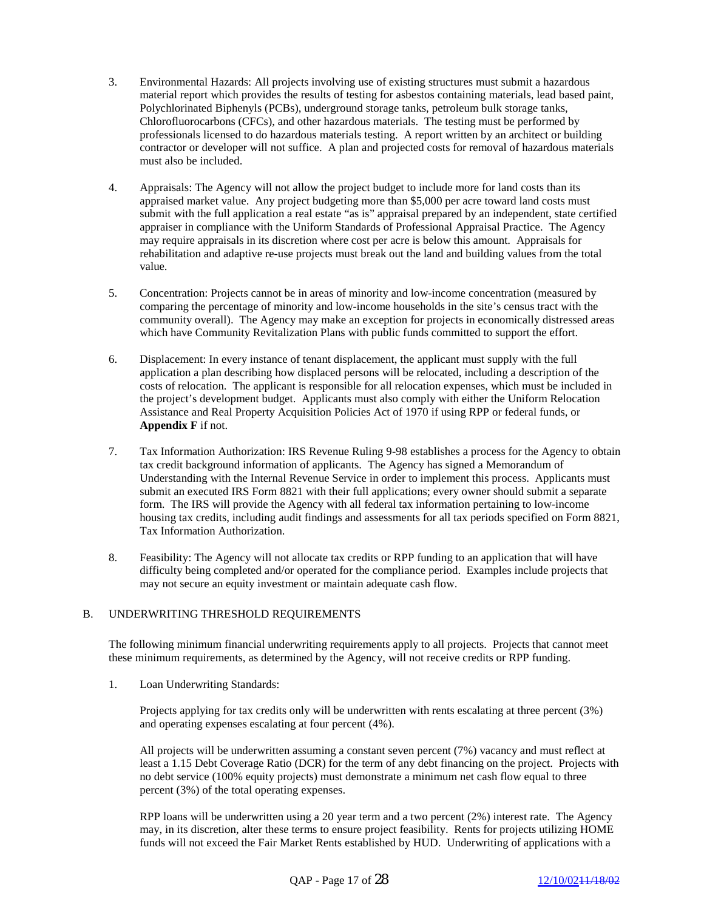3. Environmental Hazards: All projects involving use of existing structures must submit a hazardous material report which provides the results of testing for asbestos containing materials, lead based paint, Polychlorinated Biphenyls (PCBs), underground storage tanks, petroleum bulk storage tanks, Chlorofluorocarbons (CFCs), and other hazardous materials. The testing must be performed by professionals licensed to do hazardous materials testing. A report written by an architect or building contractor or developer will not suffice. A plan and projected costs for removal of hazardous materials must also be included.

4. Appraisals: The Agency will not allow the project budget to include more for land costs than its appraised market value. Any project budgeting more than $5,000 per acre toward land costs must submit with the full application a real estate "as is" appraisal prepared by an independent, state certified appraiser in compliance with the Uniform Standards of Professional Appraisal Practice. The Agency may require appraisals in its discretion where cost per acre is below this amount. Appraisals for rehabilitation and adaptive re-use projects must break out the land and building values from the total value.

5. Concentration: Projects cannot be in areas of minority and low-income concentration (measured by comparing the percentage of minority and low-income households in the site's census tract with the community overall). The Agency may make an exception for projects in economically distressed areas which have Community Revitalization Plans with public funds committed to support the effort.

6. Displacement: In every instance of tenant displacement, the applicant must supply with the full application a plan describing how displaced persons will be relocated, including a description of the costs of relocation. The applicant is responsible for all relocation expenses, which must be included in the project's development budget. Applicants must also comply with either the Uniform Relocation Assistance and Real Property Acquisition Policies Act of 1970 if using RPP or federal funds, or **Appendix F** if not.

7. Tax Information Authorization: IRS Revenue Ruling 9-98 establishes a process for the Agency to obtain tax credit background information of applicants. The Agency has signed a Memorandum of Understanding with the Internal Revenue Service in order to implement this process. Applicants must submit an executed IRS Form 8821 with their full applications; every owner should submit a separate form. The IRS will provide the Agency with all federal tax information pertaining to low-income housing tax credits, including audit findings and assessments for all tax periods specified on Form 8821, Tax Information Authorization.

8. Feasibility: The Agency will not allocate tax credits or RPP funding to an application that will have difficulty being completed and/or operated for the compliance period. Examples include projects that may not secure an equity investment or maintain adequate cash flow.

## B. UNDERWRITING THRESHOLD REQUIREMENTS

The following minimum financial underwriting requirements apply to all projects. Projects that cannot meet these minimum requirements, as determined by the Agency, will not receive credits or RPP funding.

1. Loan Underwriting Standards:

   Projects applying for tax credits only will be underwritten with rents escalating at three percent (3%) and operating expenses escalating at four percent (4%).

   All projects will be underwritten assuming a constant seven percent (7%) vacancy and must reflect at least a 1.15 Debt Coverage Ratio (DCR) for the term of any debt financing on the project. Projects with no debt service (100% equity projects) must demonstrate a minimum net cash flow equal to three percent (3%) of the total operating expenses.

   RPP loans will be underwritten using a 20 year term and a two percent (2%) interest rate. The Agency may, in its discretion, alter these terms to ensure project feasibility. Rents for projects utilizing HOME funds will not exceed the Fair Market Rents established by HUD. Underwriting of applications with a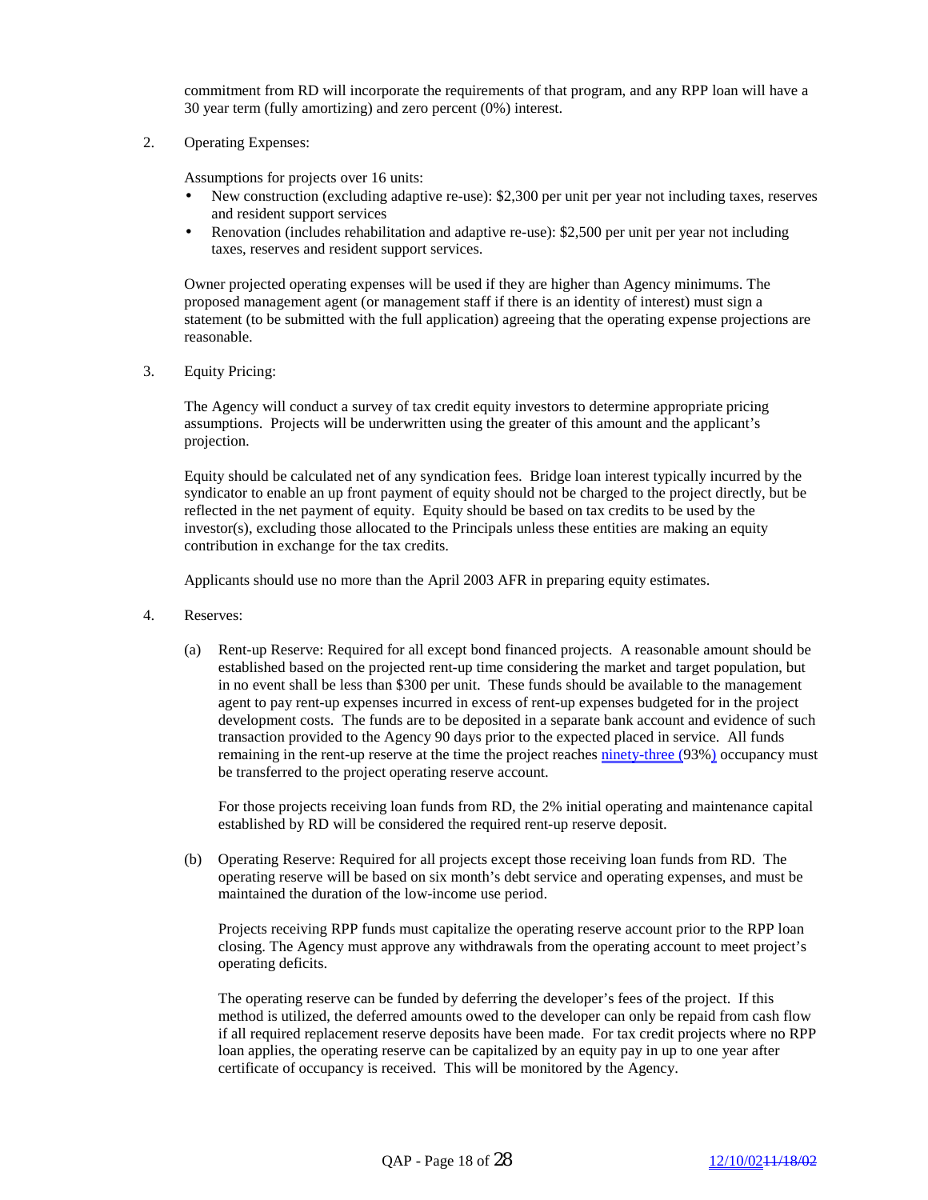commitment from RD will incorporate the requirements of that program, and any RPP loan will have a 30 year term (fully amortizing) and zero percent (0%) interest.

2. Operating Expenses:

   Assumptions for projects over 16 units:

   - New construction (excluding adaptive re-use): $2,300 per unit per year not including taxes, reserves and resident support services
   - Renovation (includes rehabilitation and adaptive re-use): $2,500 per unit per year not including taxes, reserves and resident support services.

   Owner projected operating expenses will be used if they are higher than Agency minimums. The proposed management agent (or management staff if there is an identity of interest) must sign a statement (to be submitted with the full application) agreeing that the operating expense projections are reasonable.

3. Equity Pricing:

   The Agency will conduct a survey of tax credit equity investors to determine appropriate pricing assumptions. Projects will be underwritten using the greater of this amount and the applicant's projection.

   Equity should be calculated net of any syndication fees. Bridge loan interest typically incurred by the syndicator to enable an up front payment of equity should not be charged to the project directly, but be reflected in the net payment of equity. Equity should be based on tax credits to be used by the investor(s), excluding those allocated to the Principals unless these entities are making an equity contribution in exchange for the tax credits.

   Applicants should use no more than the April 2003 AFR in preparing equity estimates.

4. Reserves:

   (a) Rent-up Reserve: Required for all except bond financed projects. A reasonable amount should be established based on the projected rent-up time considering the market and target population, but in no event shall be less than $300 per unit. These funds should be available to the management agent to pay rent-up expenses incurred in excess of rent-up expenses budgeted for in the project development costs. The funds are to be deposited in a separate bank account and evidence of such transaction provided to the Agency 90 days prior to the expected placed in service. All funds remaining in the rent-up reserve at the time the project reaches ninety-three (93%) occupancy must be transferred to the project operating reserve account.

   For those projects receiving loan funds from RD, the 2% initial operating and maintenance capital established by RD will be considered the required rent-up reserve deposit.

   (b) Operating Reserve: Required for all projects except those receiving loan funds from RD. The operating reserve will be based on six month's debt service and operating expenses, and must be maintained the duration of the low-income use period.

   Projects receiving RPP funds must capitalize the operating reserve account prior to the RPP loan closing. The Agency must approve any withdrawals from the operating account to meet project's operating deficits.

   The operating reserve can be funded by deferring the developer's fees of the project. If this method is utilized, the deferred amounts owed to the developer can only be repaid from cash flow if all required replacement reserve deposits have been made. For tax credit projects where no RPP loan applies, the operating reserve can be capitalized by an equity pay in up to one year after certificate of occupancy is received. This will be monitored by the Agency.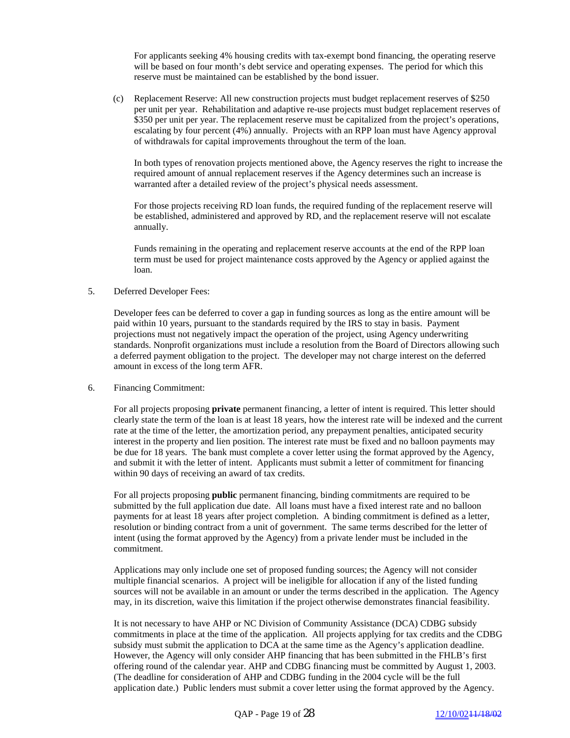For applicants seeking 4% housing credits with tax-exempt bond financing, the operating reserve will be based on four month's debt service and operating expenses. The period for which this reserve must be maintained can be established by the bond issuer.

(c) Replacement Reserve: All new construction projects must budget replacement reserves of $250 per unit per year. Rehabilitation and adaptive re-use projects must budget replacement reserves of $350 per unit per year. The replacement reserve must be capitalized from the project's operations, escalating by four percent (4%) annually. Projects with an RPP loan must have Agency approval of withdrawals for capital improvements throughout the term of the loan.

In both types of renovation projects mentioned above, the Agency reserves the right to increase the required amount of annual replacement reserves if the Agency determines such an increase is warranted after a detailed review of the project's physical needs assessment.

For those projects receiving RD loan funds, the required funding of the replacement reserve will be established, administered and approved by RD, and the replacement reserve will not escalate annually.

Funds remaining in the operating and replacement reserve accounts at the end of the RPP loan term must be used for project maintenance costs approved by the Agency or applied against the loan.

5. Deferred Developer Fees:

Developer fees can be deferred to cover a gap in funding sources as long as the entire amount will be paid within 10 years, pursuant to the standards required by the IRS to stay in basis. Payment projections must not negatively impact the operation of the project, using Agency underwriting standards. Nonprofit organizations must include a resolution from the Board of Directors allowing such a deferred payment obligation to the project. The developer may not charge interest on the deferred amount in excess of the long term AFR.

6. Financing Commitment:

For all projects proposing **private** permanent financing, a letter of intent is required. This letter should clearly state the term of the loan is at least 18 years, how the interest rate will be indexed and the current rate at the time of the letter, the amortization period, any prepayment penalties, anticipated security interest in the property and lien position. The interest rate must be fixed and no balloon payments may be due for 18 years. The bank must complete a cover letter using the format approved by the Agency, and submit it with the letter of intent. Applicants must submit a letter of commitment for financing within 90 days of receiving an award of tax credits.

For all projects proposing **public** permanent financing, binding commitments are required to be submitted by the full application due date. All loans must have a fixed interest rate and no balloon payments for at least 18 years after project completion. A binding commitment is defined as a letter, resolution or binding contract from a unit of government. The same terms described for the letter of intent (using the format approved by the Agency) from a private lender must be included in the commitment.

Applications may only include one set of proposed funding sources; the Agency will not consider multiple financial scenarios. A project will be ineligible for allocation if any of the listed funding sources will not be available in an amount or under the terms described in the application. The Agency may, in its discretion, waive this limitation if the project otherwise demonstrates financial feasibility.

It is not necessary to have AHP or NC Division of Community Assistance (DCA) CDBG subsidy commitments in place at the time of the application. All projects applying for tax credits and the CDBG subsidy must submit the application to DCA at the same time as the Agency's application deadline. However, the Agency will only consider AHP financing that has been submitted in the FHLB's first offering round of the calendar year. AHP and CDBG financing must be committed by August 1, 2003. (The deadline for consideration of AHP and CDBG funding in the 2004 cycle will be the full application date.) Public lenders must submit a cover letter using the format approved by the Agency.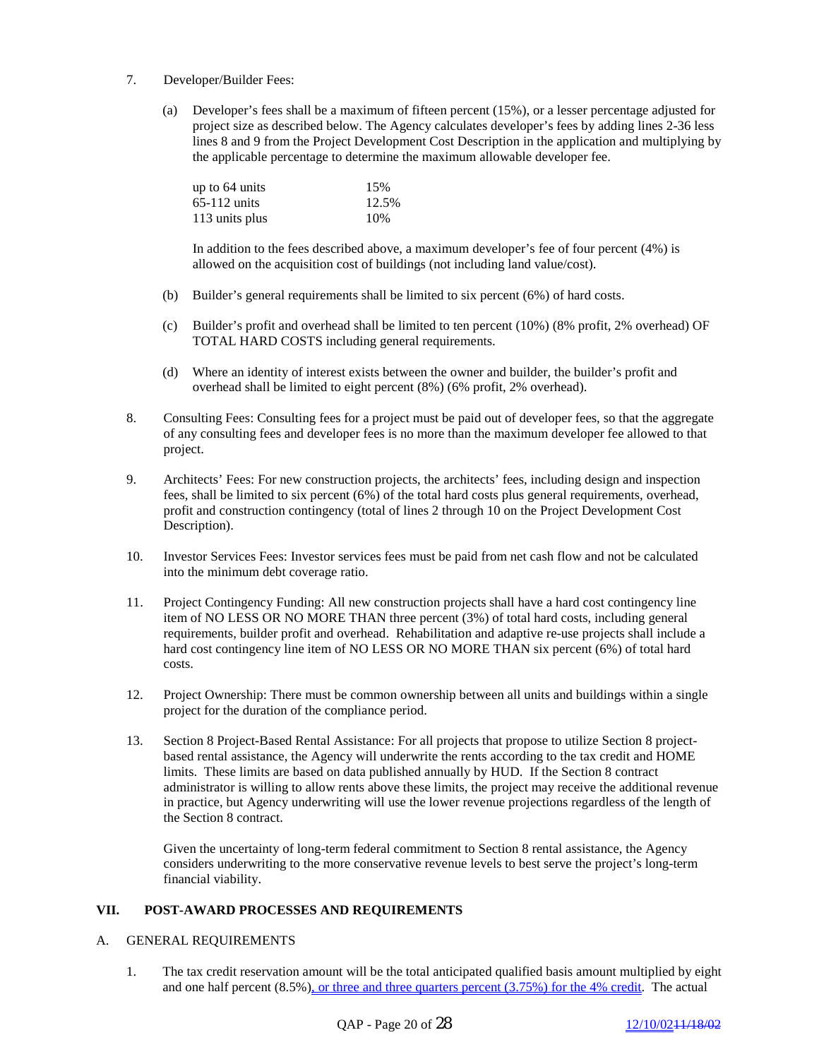7. Developer/Builder Fees:

   (a) Developer's fees shall be a maximum of fifteen percent (15%), or a lesser percentage adjusted for project size as described below. The Agency calculates developer's fees by adding lines 2-36 less lines 8 and 9 from the Project Development Cost Description in the application and multiplying by the applicable percentage to determine the maximum allowable developer fee.

   | | |
   |---|---|
   | up to 64 units | 15% |
   | 65-112 units | 12.5% |
   | 113 units plus | 10% |

   In addition to the fees described above, a maximum developer's fee of four percent (4%) is allowed on the acquisition cost of buildings (not including land value/cost).

   (b) Builder's general requirements shall be limited to six percent (6%) of hard costs.

   (c) Builder's profit and overhead shall be limited to ten percent (10%) (8% profit, 2% overhead) OF TOTAL HARD COSTS including general requirements.

   (d) Where an identity of interest exists between the owner and builder, the builder's profit and overhead shall be limited to eight percent (8%) (6% profit, 2% overhead).

8. Consulting Fees: Consulting fees for a project must be paid out of developer fees, so that the aggregate of any consulting fees and developer fees is no more than the maximum developer fee allowed to that project.

9. Architects' Fees: For new construction projects, the architects' fees, including design and inspection fees, shall be limited to six percent (6%) of the total hard costs plus general requirements, overhead, profit and construction contingency (total of lines 2 through 10 on the Project Development Cost Description).

10. Investor Services Fees: Investor services fees must be paid from net cash flow and not be calculated into the minimum debt coverage ratio.

11. Project Contingency Funding: All new construction projects shall have a hard cost contingency line item of NO LESS OR NO MORE THAN three percent (3%) of total hard costs, including general requirements, builder profit and overhead. Rehabilitation and adaptive re-use projects shall include a hard cost contingency line item of NO LESS OR NO MORE THAN six percent (6%) of total hard costs.

12. Project Ownership: There must be common ownership between all units and buildings within a single project for the duration of the compliance period.

13. Section 8 Project-Based Rental Assistance: For all projects that propose to utilize Section 8 project-based rental assistance, the Agency will underwrite the rents according to the tax credit and HOME limits. These limits are based on data published annually by HUD. If the Section 8 contract administrator is willing to allow rents above these limits, the project may receive the additional revenue in practice, but Agency underwriting will use the lower revenue projections regardless of the length of the Section 8 contract.

    Given the uncertainty of long-term federal commitment to Section 8 rental assistance, the Agency considers underwriting to the more conservative revenue levels to best serve the project's long-term financial viability.

## VII. POST-AWARD PROCESSES AND REQUIREMENTS

### A. GENERAL REQUIREMENTS

1. The tax credit reservation amount will be the total anticipated qualified basis amount multiplied by eight and one half percent (8.5%), or three and three quarters percent (3.75%) for the 4% credit. The actual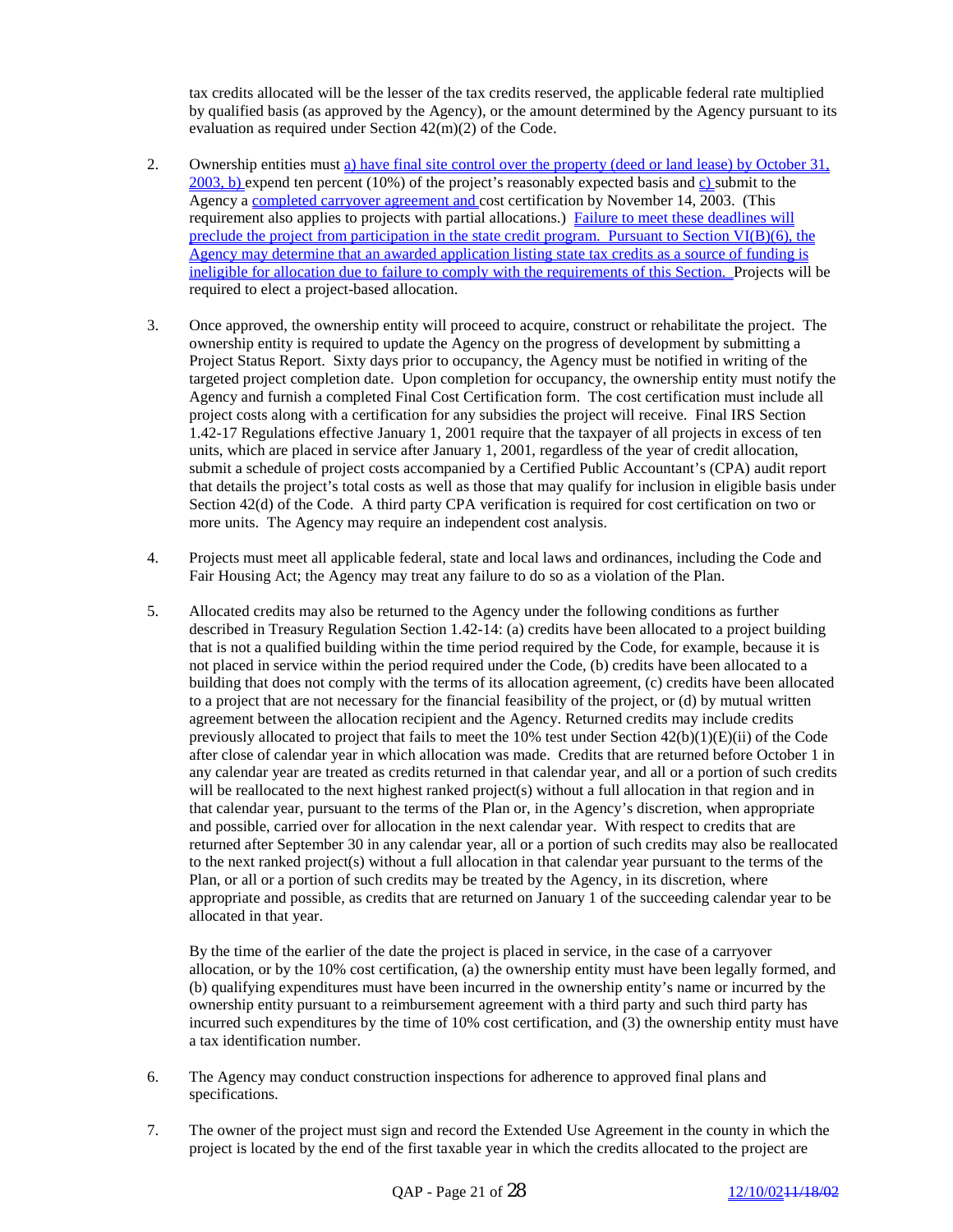tax credits allocated will be the lesser of the tax credits reserved, the applicable federal rate multiplied by qualified basis (as approved by the Agency), or the amount determined by the Agency pursuant to its evaluation as required under Section 42(m)(2) of the Code.

2. Ownership entities must a) have final site control over the property (deed or land lease) by October 31, 2003, b) expend ten percent (10%) of the project's reasonably expected basis and c) submit to the Agency a completed carryover agreement and cost certification by November 14, 2003. (This requirement also applies to projects with partial allocations.) Failure to meet these deadlines will preclude the project from participation in the state credit program. Pursuant to Section VI(B)(6), the Agency may determine that an awarded application listing state tax credits as a source of funding is ineligible for allocation due to failure to comply with the requirements of this Section. Projects will be required to elect a project-based allocation.

3. Once approved, the ownership entity will proceed to acquire, construct or rehabilitate the project. The ownership entity is required to update the Agency on the progress of development by submitting a Project Status Report. Sixty days prior to occupancy, the Agency must be notified in writing of the targeted project completion date. Upon completion for occupancy, the ownership entity must notify the Agency and furnish a completed Final Cost Certification form. The cost certification must include all project costs along with a certification for any subsidies the project will receive. Final IRS Section 1.42-17 Regulations effective January 1, 2001 require that the taxpayer of all projects in excess of ten units, which are placed in service after January 1, 2001, regardless of the year of credit allocation, submit a schedule of project costs accompanied by a Certified Public Accountant's (CPA) audit report that details the project's total costs as well as those that may qualify for inclusion in eligible basis under Section 42(d) of the Code. A third party CPA verification is required for cost certification on two or more units. The Agency may require an independent cost analysis.

4. Projects must meet all applicable federal, state and local laws and ordinances, including the Code and Fair Housing Act; the Agency may treat any failure to do so as a violation of the Plan.

5. Allocated credits may also be returned to the Agency under the following conditions as further described in Treasury Regulation Section 1.42-14: (a) credits have been allocated to a project building that is not a qualified building within the time period required by the Code, for example, because it is not placed in service within the period required under the Code, (b) credits have been allocated to a building that does not comply with the terms of its allocation agreement, (c) credits have been allocated to a project that are not necessary for the financial feasibility of the project, or (d) by mutual written agreement between the allocation recipient and the Agency. Returned credits may include credits previously allocated to project that fails to meet the 10% test under Section 42(b)(1)(E)(ii) of the Code after close of calendar year in which allocation was made. Credits that are returned before October 1 in any calendar year are treated as credits returned in that calendar year, and all or a portion of such credits will be reallocated to the next highest ranked project(s) without a full allocation in that region and in that calendar year, pursuant to the terms of the Plan or, in the Agency's discretion, when appropriate and possible, carried over for allocation in the next calendar year. With respect to credits that are returned after September 30 in any calendar year, all or a portion of such credits may also be reallocated to the next ranked project(s) without a full allocation in that calendar year pursuant to the terms of the Plan, or all or a portion of such credits may be treated by the Agency, in its discretion, where appropriate and possible, as credits that are returned on January 1 of the succeeding calendar year to be allocated in that year.

   By the time of the earlier of the date the project is placed in service, in the case of a carryover allocation, or by the 10% cost certification, (a) the ownership entity must have been legally formed, and (b) qualifying expenditures must have been incurred in the ownership entity's name or incurred by the ownership entity pursuant to a reimbursement agreement with a third party and such third party has incurred such expenditures by the time of 10% cost certification, and (3) the ownership entity must have a tax identification number.

6. The Agency may conduct construction inspections for adherence to approved final plans and specifications.

7. The owner of the project must sign and record the Extended Use Agreement in the county in which the project is located by the end of the first taxable year in which the credits allocated to the project are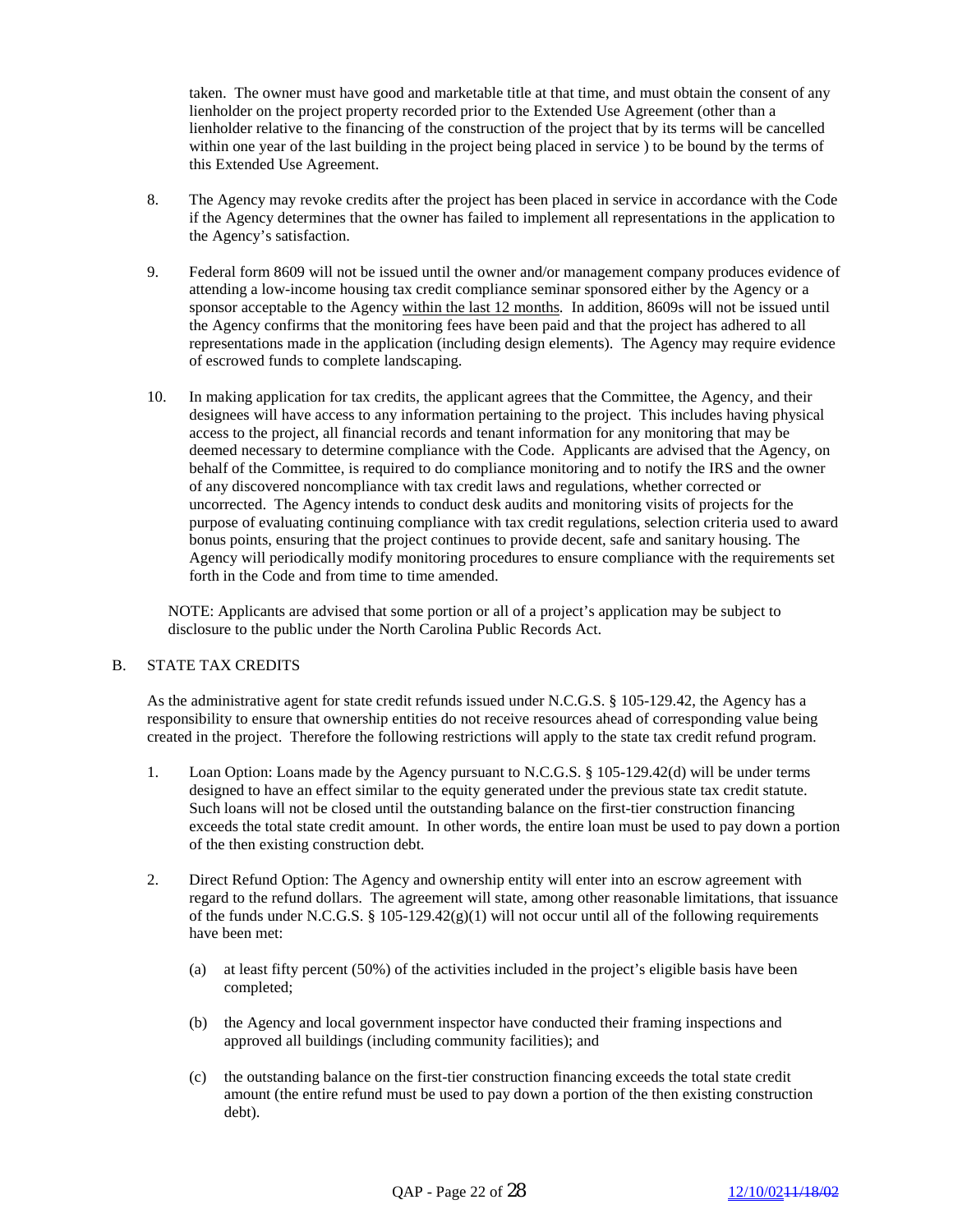taken. The owner must have good and marketable title at that time, and must obtain the consent of any lienholder on the project property recorded prior to the Extended Use Agreement (other than a lienholder relative to the financing of the construction of the project that by its terms will be cancelled within one year of the last building in the project being placed in service ) to be bound by the terms of this Extended Use Agreement.

8. The Agency may revoke credits after the project has been placed in service in accordance with the Code if the Agency determines that the owner has failed to implement all representations in the application to the Agency's satisfaction.

9. Federal form 8609 will not be issued until the owner and/or management company produces evidence of attending a low-income housing tax credit compliance seminar sponsored either by the Agency or a sponsor acceptable to the Agency within the last 12 months. In addition, 8609s will not be issued until the Agency confirms that the monitoring fees have been paid and that the project has adhered to all representations made in the application (including design elements). The Agency may require evidence of escrowed funds to complete landscaping.

10. In making application for tax credits, the applicant agrees that the Committee, the Agency, and their designees will have access to any information pertaining to the project. This includes having physical access to the project, all financial records and tenant information for any monitoring that may be deemed necessary to determine compliance with the Code. Applicants are advised that the Agency, on behalf of the Committee, is required to do compliance monitoring and to notify the IRS and the owner of any discovered noncompliance with tax credit laws and regulations, whether corrected or uncorrected. The Agency intends to conduct desk audits and monitoring visits of projects for the purpose of evaluating continuing compliance with tax credit regulations, selection criteria used to award bonus points, ensuring that the project continues to provide decent, safe and sanitary housing. The Agency will periodically modify monitoring procedures to ensure compliance with the requirements set forth in the Code and from time to time amended.

NOTE: Applicants are advised that some portion or all of a project's application may be subject to disclosure to the public under the North Carolina Public Records Act.

B. STATE TAX CREDITS

As the administrative agent for state credit refunds issued under N.C.G.S. § 105-129.42, the Agency has a responsibility to ensure that ownership entities do not receive resources ahead of corresponding value being created in the project. Therefore the following restrictions will apply to the state tax credit refund program.

1. Loan Option: Loans made by the Agency pursuant to N.C.G.S. § 105-129.42(d) will be under terms designed to have an effect similar to the equity generated under the previous state tax credit statute. Such loans will not be closed until the outstanding balance on the first-tier construction financing exceeds the total state credit amount. In other words, the entire loan must be used to pay down a portion of the then existing construction debt.

2. Direct Refund Option: The Agency and ownership entity will enter into an escrow agreement with regard to the refund dollars. The agreement will state, among other reasonable limitations, that issuance of the funds under N.C.G.S. § 105-129.42(g)(1) will not occur until all of the following requirements have been met:

   (a) at least fifty percent (50%) of the activities included in the project's eligible basis have been completed;

   (b) the Agency and local government inspector have conducted their framing inspections and approved all buildings (including community facilities); and

   (c) the outstanding balance on the first-tier construction financing exceeds the total state credit amount (the entire refund must be used to pay down a portion of the then existing construction debt).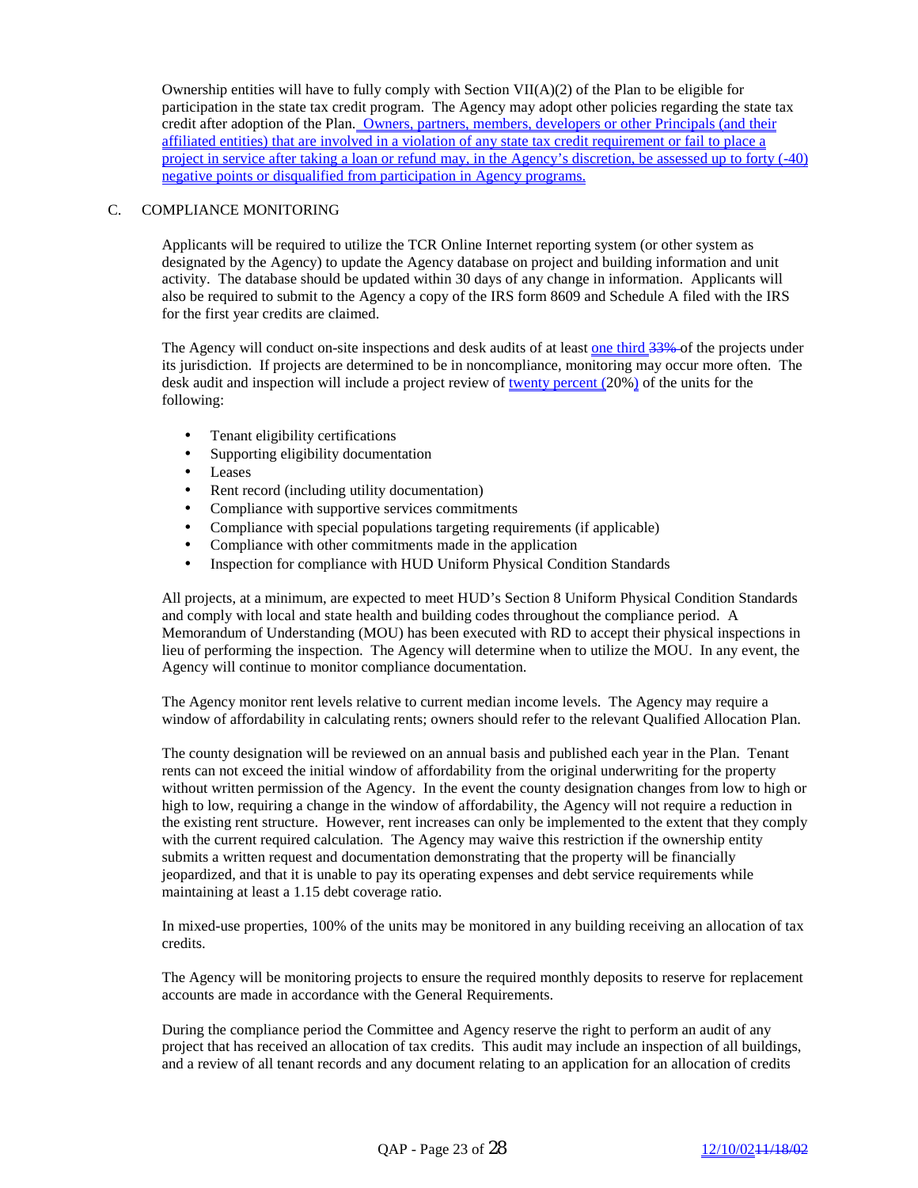Ownership entities will have to fully comply with Section VII(A)(2) of the Plan to be eligible for participation in the state tax credit program. The Agency may adopt other policies regarding the state tax credit after adoption of the Plan. Owners, partners, members, developers or other Principals (and their affiliated entities) that are involved in a violation of any state tax credit requirement or fail to place a project in service after taking a loan or refund may, in the Agency's discretion, be assessed up to forty (-40) negative points or disqualified from participation in Agency programs.

C. COMPLIANCE MONITORING

Applicants will be required to utilize the TCR Online Internet reporting system (or other system as designated by the Agency) to update the Agency database on project and building information and unit activity. The database should be updated within 30 days of any change in information. Applicants will also be required to submit to the Agency a copy of the IRS form 8609 and Schedule A filed with the IRS for the first year credits are claimed.

The Agency will conduct on-site inspections and desk audits of at least one third ~~33%~~ of the projects under its jurisdiction. If projects are determined to be in noncompliance, monitoring may occur more often. The desk audit and inspection will include a project review of twenty percent (20%) of the units for the following:

- Tenant eligibility certifications
- Supporting eligibility documentation
- Leases
- Rent record (including utility documentation)
- Compliance with supportive services commitments
- Compliance with special populations targeting requirements (if applicable)
- Compliance with other commitments made in the application
- Inspection for compliance with HUD Uniform Physical Condition Standards

All projects, at a minimum, are expected to meet HUD's Section 8 Uniform Physical Condition Standards and comply with local and state health and building codes throughout the compliance period. A Memorandum of Understanding (MOU) has been executed with RD to accept their physical inspections in lieu of performing the inspection. The Agency will determine when to utilize the MOU. In any event, the Agency will continue to monitor compliance documentation.

The Agency monitor rent levels relative to current median income levels. The Agency may require a window of affordability in calculating rents; owners should refer to the relevant Qualified Allocation Plan.

The county designation will be reviewed on an annual basis and published each year in the Plan. Tenant rents can not exceed the initial window of affordability from the original underwriting for the property without written permission of the Agency. In the event the county designation changes from low to high or high to low, requiring a change in the window of affordability, the Agency will not require a reduction in the existing rent structure. However, rent increases can only be implemented to the extent that they comply with the current required calculation. The Agency may waive this restriction if the ownership entity submits a written request and documentation demonstrating that the property will be financially jeopardized, and that it is unable to pay its operating expenses and debt service requirements while maintaining at least a 1.15 debt coverage ratio.

In mixed-use properties, 100% of the units may be monitored in any building receiving an allocation of tax credits.

The Agency will be monitoring projects to ensure the required monthly deposits to reserve for replacement accounts are made in accordance with the General Requirements.

During the compliance period the Committee and Agency reserve the right to perform an audit of any project that has received an allocation of tax credits. This audit may include an inspection of all buildings, and a review of all tenant records and any document relating to an application for an allocation of credits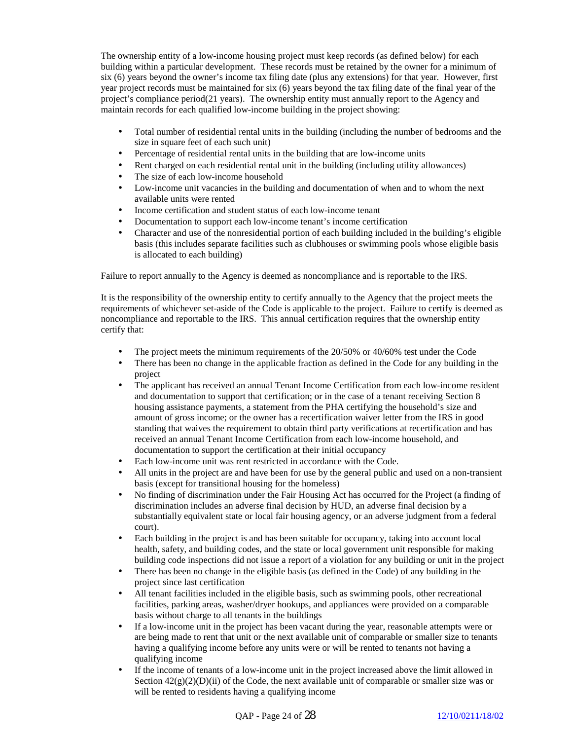The ownership entity of a low-income housing project must keep records (as defined below) for each building within a particular development. These records must be retained by the owner for a minimum of six (6) years beyond the owner's income tax filing date (plus any extensions) for that year. However, first year project records must be maintained for six (6) years beyond the tax filing date of the final year of the project's compliance period(21 years). The ownership entity must annually report to the Agency and maintain records for each qualified low-income building in the project showing:

- Total number of residential rental units in the building (including the number of bedrooms and the size in square feet of each such unit)
- Percentage of residential rental units in the building that are low-income units
- Rent charged on each residential rental unit in the building (including utility allowances)
- The size of each low-income household
- Low-income unit vacancies in the building and documentation of when and to whom the next available units were rented
- Income certification and student status of each low-income tenant
- Documentation to support each low-income tenant's income certification
- Character and use of the nonresidential portion of each building included in the building's eligible basis (this includes separate facilities such as clubhouses or swimming pools whose eligible basis is allocated to each building)

Failure to report annually to the Agency is deemed as noncompliance and is reportable to the IRS.

It is the responsibility of the ownership entity to certify annually to the Agency that the project meets the requirements of whichever set-aside of the Code is applicable to the project. Failure to certify is deemed as noncompliance and reportable to the IRS. This annual certification requires that the ownership entity certify that:

- The project meets the minimum requirements of the 20/50% or 40/60% test under the Code
- There has been no change in the applicable fraction as defined in the Code for any building in the project
- The applicant has received an annual Tenant Income Certification from each low-income resident and documentation to support that certification; or in the case of a tenant receiving Section 8 housing assistance payments, a statement from the PHA certifying the household's size and amount of gross income; or the owner has a recertification waiver letter from the IRS in good standing that waives the requirement to obtain third party verifications at recertification and has received an annual Tenant Income Certification from each low-income household, and documentation to support the certification at their initial occupancy
- Each low-income unit was rent restricted in accordance with the Code.
- All units in the project are and have been for use by the general public and used on a non-transient basis (except for transitional housing for the homeless)
- No finding of discrimination under the Fair Housing Act has occurred for the Project (a finding of discrimination includes an adverse final decision by HUD, an adverse final decision by a substantially equivalent state or local fair housing agency, or an adverse judgment from a federal court).
- Each building in the project is and has been suitable for occupancy, taking into account local health, safety, and building codes, and the state or local government unit responsible for making building code inspections did not issue a report of a violation for any building or unit in the project
- There has been no change in the eligible basis (as defined in the Code) of any building in the project since last certification
- All tenant facilities included in the eligible basis, such as swimming pools, other recreational facilities, parking areas, washer/dryer hookups, and appliances were provided on a comparable basis without charge to all tenants in the buildings
- If a low-income unit in the project has been vacant during the year, reasonable attempts were or are being made to rent that unit or the next available unit of comparable or smaller size to tenants having a qualifying income before any units were or will be rented to tenants not having a qualifying income
- If the income of tenants of a low-income unit in the project increased above the limit allowed in Section 42(g)(2)(D)(ii) of the Code, the next available unit of comparable or smaller size was or will be rented to residents having a qualifying income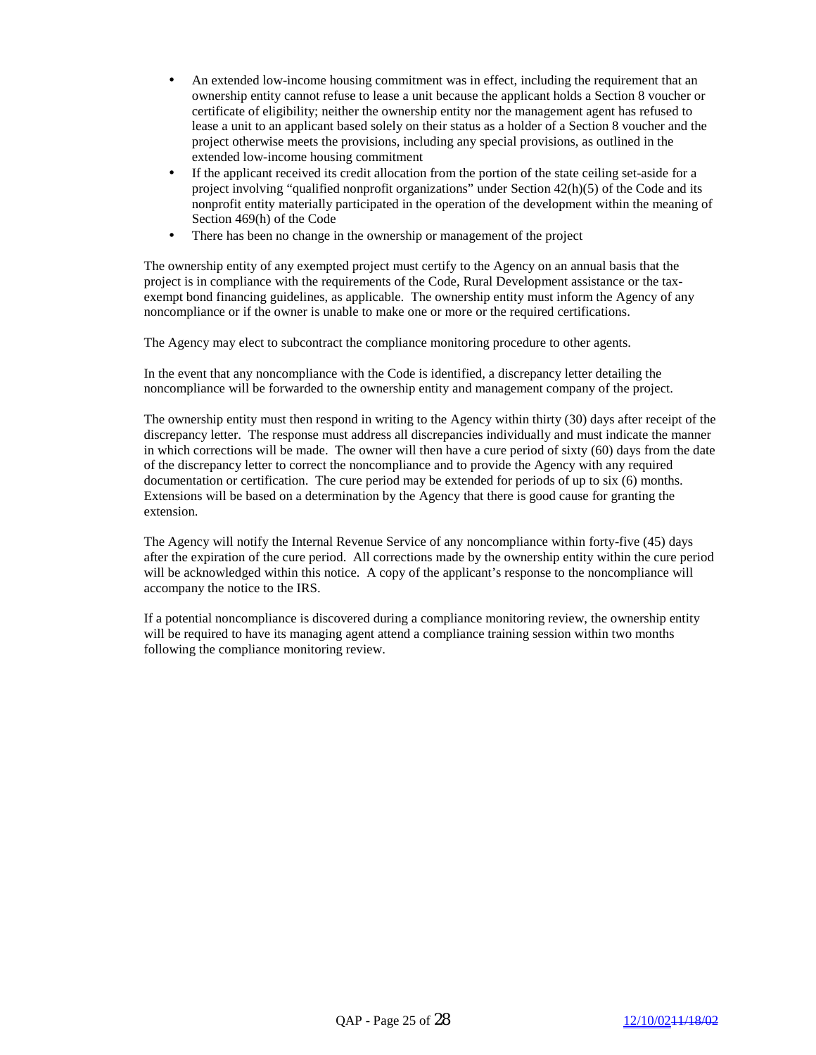- An extended low-income housing commitment was in effect, including the requirement that an ownership entity cannot refuse to lease a unit because the applicant holds a Section 8 voucher or certificate of eligibility; neither the ownership entity nor the management agent has refused to lease a unit to an applicant based solely on their status as a holder of a Section 8 voucher and the project otherwise meets the provisions, including any special provisions, as outlined in the extended low-income housing commitment
- If the applicant received its credit allocation from the portion of the state ceiling set-aside for a project involving "qualified nonprofit organizations" under Section 42(h)(5) of the Code and its nonprofit entity materially participated in the operation of the development within the meaning of Section 469(h) of the Code
- There has been no change in the ownership or management of the project

The ownership entity of any exempted project must certify to the Agency on an annual basis that the project is in compliance with the requirements of the Code, Rural Development assistance or the tax-exempt bond financing guidelines, as applicable. The ownership entity must inform the Agency of any noncompliance or if the owner is unable to make one or more or the required certifications.

The Agency may elect to subcontract the compliance monitoring procedure to other agents.

In the event that any noncompliance with the Code is identified, a discrepancy letter detailing the noncompliance will be forwarded to the ownership entity and management company of the project.

The ownership entity must then respond in writing to the Agency within thirty (30) days after receipt of the discrepancy letter. The response must address all discrepancies individually and must indicate the manner in which corrections will be made. The owner will then have a cure period of sixty (60) days from the date of the discrepancy letter to correct the noncompliance and to provide the Agency with any required documentation or certification. The cure period may be extended for periods of up to six (6) months. Extensions will be based on a determination by the Agency that there is good cause for granting the extension.

The Agency will notify the Internal Revenue Service of any noncompliance within forty-five (45) days after the expiration of the cure period. All corrections made by the ownership entity within the cure period will be acknowledged within this notice. A copy of the applicant's response to the noncompliance will accompany the notice to the IRS.

If a potential noncompliance is discovered during a compliance monitoring review, the ownership entity will be required to have its managing agent attend a compliance training session within two months following the compliance monitoring review.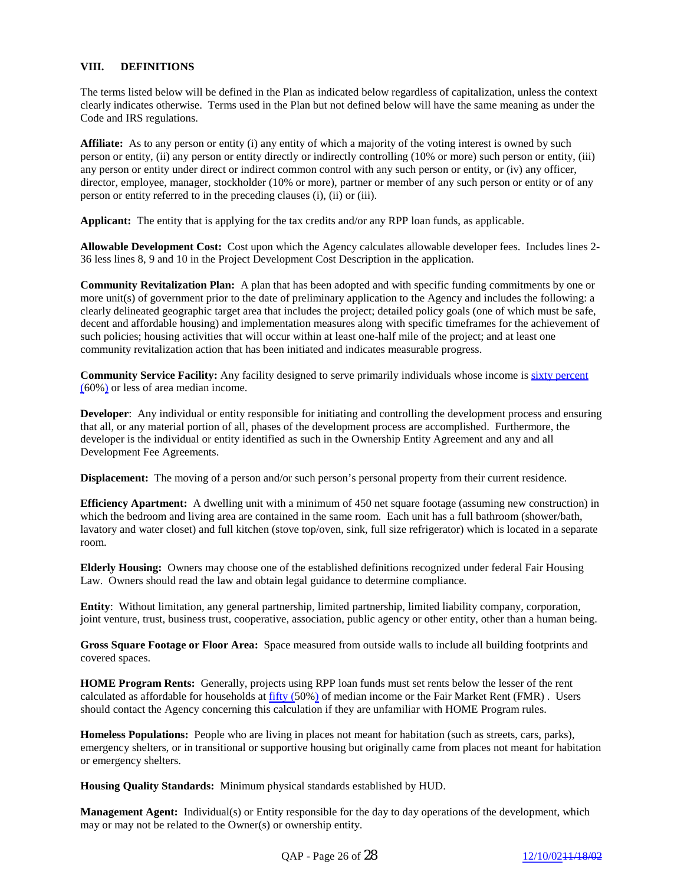## VIII. DEFINITIONS

The terms listed below will be defined in the Plan as indicated below regardless of capitalization, unless the context clearly indicates otherwise. Terms used in the Plan but not defined below will have the same meaning as under the Code and IRS regulations.

**Affiliate:** As to any person or entity (i) any entity of which a majority of the voting interest is owned by such person or entity, (ii) any person or entity directly or indirectly controlling (10% or more) such person or entity, (iii) any person or entity under direct or indirect common control with any such person or entity, or (iv) any officer, director, employee, manager, stockholder (10% or more), partner or member of any such person or entity or of any person or entity referred to in the preceding clauses (i), (ii) or (iii).

**Applicant:** The entity that is applying for the tax credits and/or any RPP loan funds, as applicable.

**Allowable Development Cost:** Cost upon which the Agency calculates allowable developer fees. Includes lines 2-36 less lines 8, 9 and 10 in the Project Development Cost Description in the application.

**Community Revitalization Plan:** A plan that has been adopted and with specific funding commitments by one or more unit(s) of government prior to the date of preliminary application to the Agency and includes the following: a clearly delineated geographic target area that includes the project; detailed policy goals (one of which must be safe, decent and affordable housing) and implementation measures along with specific timeframes for the achievement of such policies; housing activities that will occur within at least one-half mile of the project; and at least one community revitalization action that has been initiated and indicates measurable progress.

**Community Service Facility:** Any facility designed to serve primarily individuals whose income is sixty percent (60%) or less of area median income.

**Developer**: Any individual or entity responsible for initiating and controlling the development process and ensuring that all, or any material portion of all, phases of the development process are accomplished. Furthermore, the developer is the individual or entity identified as such in the Ownership Entity Agreement and any and all Development Fee Agreements.

**Displacement:** The moving of a person and/or such person's personal property from their current residence.

**Efficiency Apartment:** A dwelling unit with a minimum of 450 net square footage (assuming new construction) in which the bedroom and living area are contained in the same room. Each unit has a full bathroom (shower/bath, lavatory and water closet) and full kitchen (stove top/oven, sink, full size refrigerator) which is located in a separate room.

**Elderly Housing:** Owners may choose one of the established definitions recognized under federal Fair Housing Law. Owners should read the law and obtain legal guidance to determine compliance.

**Entity**: Without limitation, any general partnership, limited partnership, limited liability company, corporation, joint venture, trust, business trust, cooperative, association, public agency or other entity, other than a human being.

**Gross Square Footage or Floor Area:** Space measured from outside walls to include all building footprints and covered spaces.

**HOME Program Rents:** Generally, projects using RPP loan funds must set rents below the lesser of the rent calculated as affordable for households at fifty (50%) of median income or the Fair Market Rent (FMR) . Users should contact the Agency concerning this calculation if they are unfamiliar with HOME Program rules.

**Homeless Populations:** People who are living in places not meant for habitation (such as streets, cars, parks), emergency shelters, or in transitional or supportive housing but originally came from places not meant for habitation or emergency shelters.

**Housing Quality Standards:** Minimum physical standards established by HUD.

**Management Agent:** Individual(s) or Entity responsible for the day to day operations of the development, which may or may not be related to the Owner(s) or ownership entity.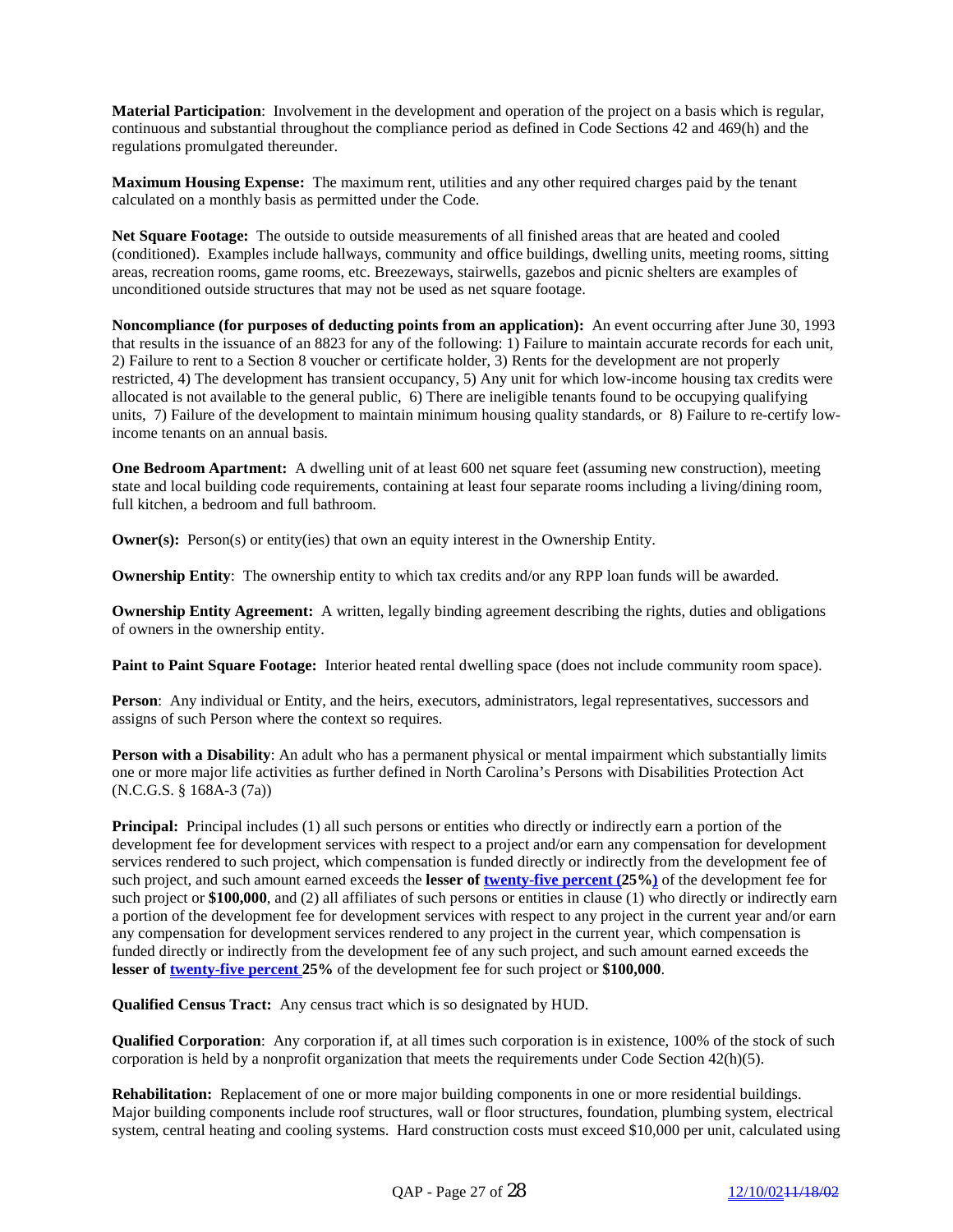**Material Participation**: Involvement in the development and operation of the project on a basis which is regular, continuous and substantial throughout the compliance period as defined in Code Sections 42 and 469(h) and the regulations promulgated thereunder.

**Maximum Housing Expense:** The maximum rent, utilities and any other required charges paid by the tenant calculated on a monthly basis as permitted under the Code.

**Net Square Footage:** The outside to outside measurements of all finished areas that are heated and cooled (conditioned). Examples include hallways, community and office buildings, dwelling units, meeting rooms, sitting areas, recreation rooms, game rooms, etc. Breezeways, stairwells, gazebos and picnic shelters are examples of unconditioned outside structures that may not be used as net square footage.

**Noncompliance (for purposes of deducting points from an application):** An event occurring after June 30, 1993 that results in the issuance of an 8823 for any of the following: 1) Failure to maintain accurate records for each unit, 2) Failure to rent to a Section 8 voucher or certificate holder, 3) Rents for the development are not properly restricted, 4) The development has transient occupancy, 5) Any unit for which low-income housing tax credits were allocated is not available to the general public, 6) There are ineligible tenants found to be occupying qualifying units, 7) Failure of the development to maintain minimum housing quality standards, or 8) Failure to re-certify low-income tenants on an annual basis.

**One Bedroom Apartment:** A dwelling unit of at least 600 net square feet (assuming new construction), meeting state and local building code requirements, containing at least four separate rooms including a living/dining room, full kitchen, a bedroom and full bathroom.

**Owner(s):** Person(s) or entity(ies) that own an equity interest in the Ownership Entity.

**Ownership Entity**: The ownership entity to which tax credits and/or any RPP loan funds will be awarded.

**Ownership Entity Agreement:** A written, legally binding agreement describing the rights, duties and obligations of owners in the ownership entity.

**Paint to Paint Square Footage:** Interior heated rental dwelling space (does not include community room space).

**Person**: Any individual or Entity, and the heirs, executors, administrators, legal representatives, successors and assigns of such Person where the context so requires.

**Person with a Disability**: An adult who has a permanent physical or mental impairment which substantially limits one or more major life activities as further defined in North Carolina's Persons with Disabilities Protection Act (N.C.G.S. § 168A-3 (7a))

**Principal:** Principal includes (1) all such persons or entities who directly or indirectly earn a portion of the development fee for development services with respect to a project and/or earn any compensation for development services rendered to such project, which compensation is funded directly or indirectly from the development fee of such project, and such amount earned exceeds the **lesser of twenty-five percent (25%)** of the development fee for such project or **$100,000**, and (2) all affiliates of such persons or entities in clause (1) who directly or indirectly earn a portion of the development fee for development services with respect to any project in the current year and/or earn any compensation for development services rendered to any project in the current year, which compensation is funded directly or indirectly from the development fee of any such project, and such amount earned exceeds the **lesser of twenty-five percent 25%** of the development fee for such project or **$100,000**.

**Qualified Census Tract:** Any census tract which is so designated by HUD.

**Qualified Corporation**: Any corporation if, at all times such corporation is in existence, 100% of the stock of such corporation is held by a nonprofit organization that meets the requirements under Code Section 42(h)(5).

**Rehabilitation:** Replacement of one or more major building components in one or more residential buildings. Major building components include roof structures, wall or floor structures, foundation, plumbing system, electrical system, central heating and cooling systems. Hard construction costs must exceed $10,000 per unit, calculated using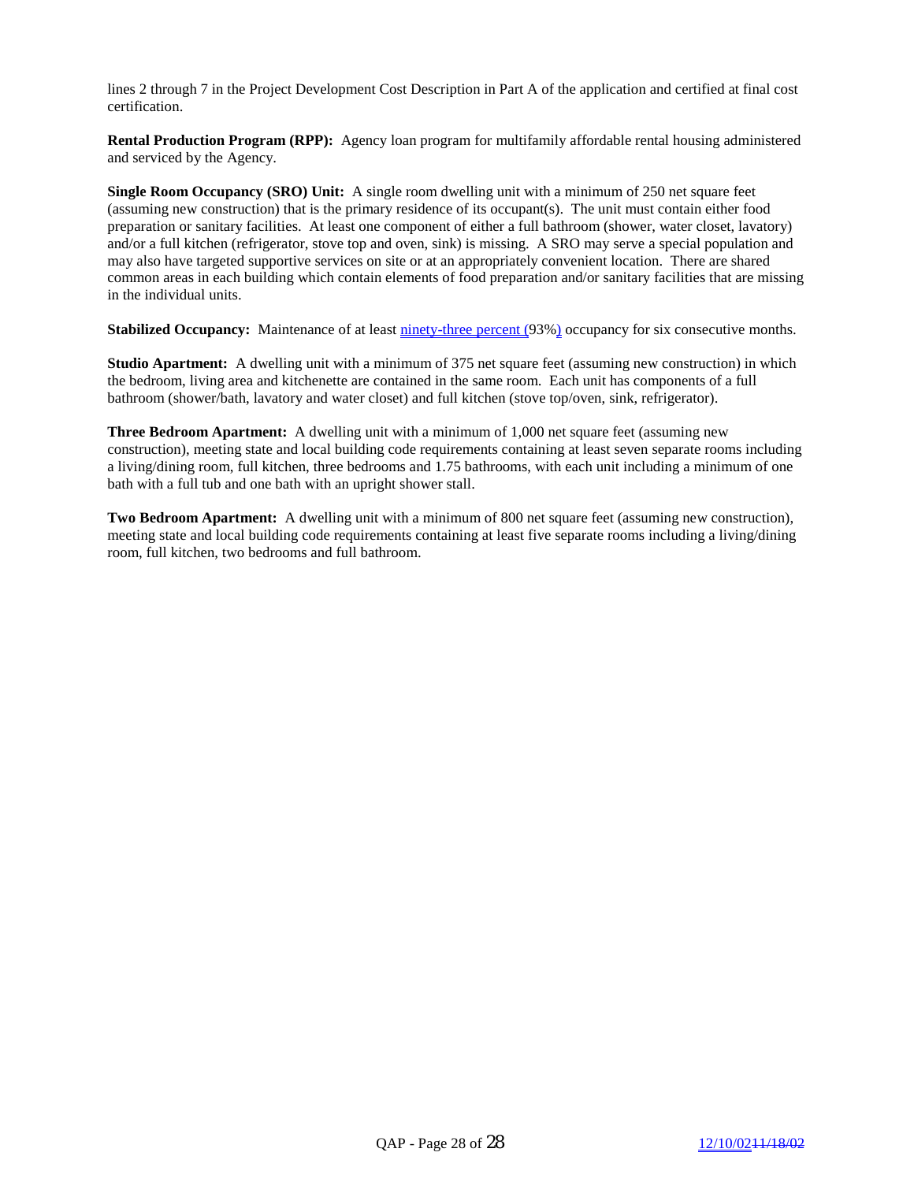lines 2 through 7 in the Project Development Cost Description in Part A of the application and certified at final cost certification.

**Rental Production Program (RPP):** Agency loan program for multifamily affordable rental housing administered and serviced by the Agency.

**Single Room Occupancy (SRO) Unit:** A single room dwelling unit with a minimum of 250 net square feet (assuming new construction) that is the primary residence of its occupant(s). The unit must contain either food preparation or sanitary facilities. At least one component of either a full bathroom (shower, water closet, lavatory) and/or a full kitchen (refrigerator, stove top and oven, sink) is missing. A SRO may serve a special population and may also have targeted supportive services on site or at an appropriately convenient location. There are shared common areas in each building which contain elements of food preparation and/or sanitary facilities that are missing in the individual units.

**Stabilized Occupancy:** Maintenance of at least ninety-three percent (93%) occupancy for six consecutive months.

**Studio Apartment:** A dwelling unit with a minimum of 375 net square feet (assuming new construction) in which the bedroom, living area and kitchenette are contained in the same room. Each unit has components of a full bathroom (shower/bath, lavatory and water closet) and full kitchen (stove top/oven, sink, refrigerator).

**Three Bedroom Apartment:** A dwelling unit with a minimum of 1,000 net square feet (assuming new construction), meeting state and local building code requirements containing at least seven separate rooms including a living/dining room, full kitchen, three bedrooms and 1.75 bathrooms, with each unit including a minimum of one bath with a full tub and one bath with an upright shower stall.

**Two Bedroom Apartment:** A dwelling unit with a minimum of 800 net square feet (assuming new construction), meeting state and local building code requirements containing at least five separate rooms including a living/dining room, full kitchen, two bedrooms and full bathroom.